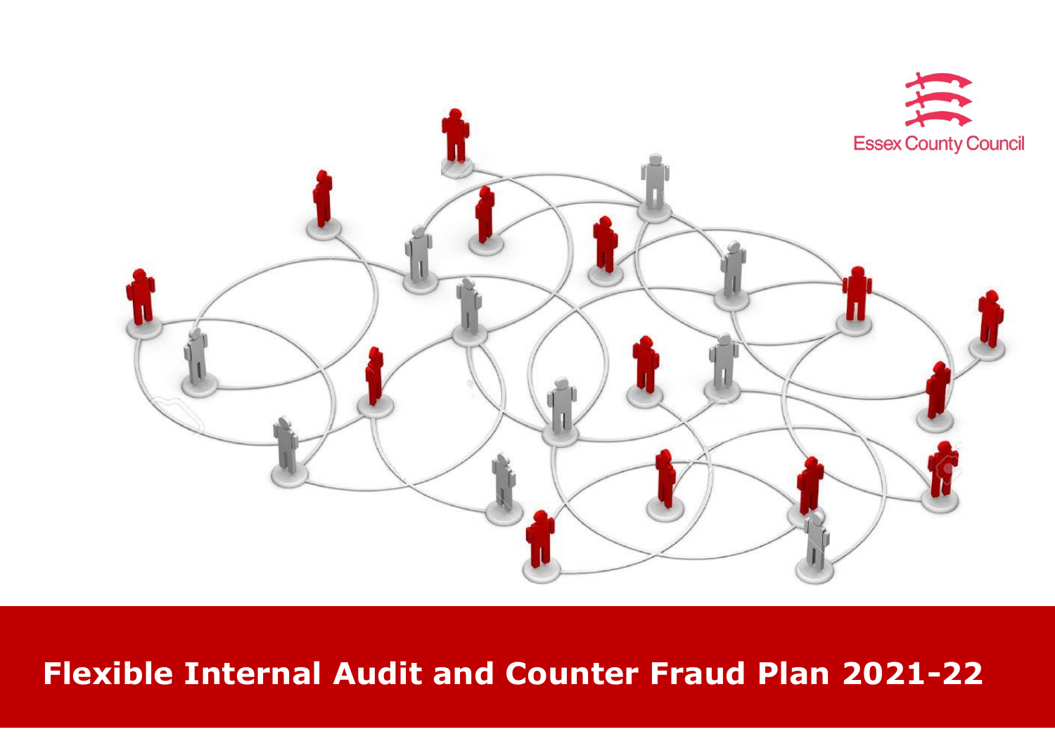Essex County Council

# Flexible Internal Audit and Counter Fraud Plan 2021-22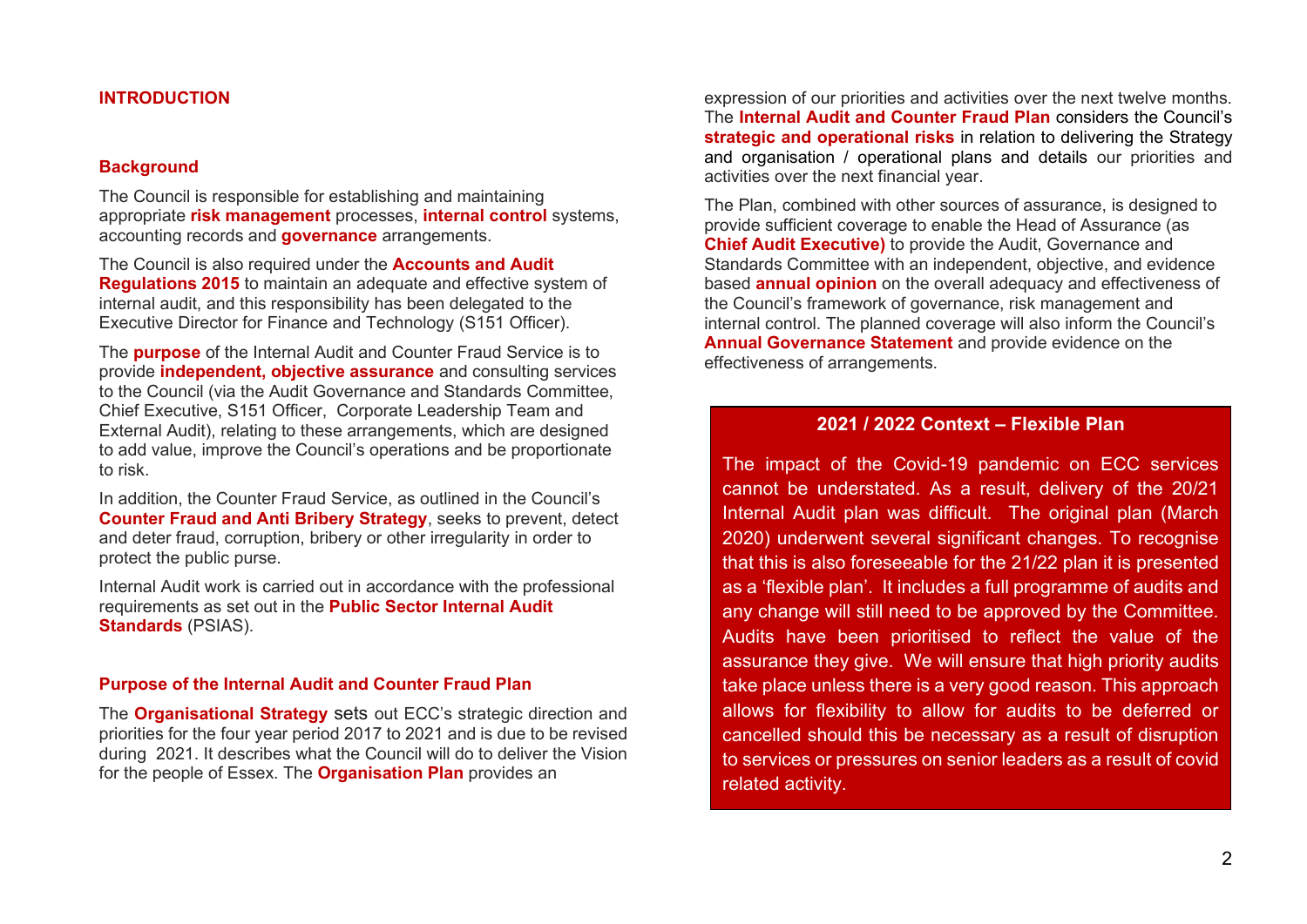## INTRODUCTION

### Background

The Council is responsible for establishing and maintaining appropriate **risk management** processes, **internal control** systems, accounting records and **governance** arrangements.

The Council is also required under the **Accounts and Audit Regulations 2015** to maintain an adequate and effective system of internal audit, and this responsibility has been delegated to the Executive Director for Finance and Technology (S151 Officer).

The **purpose** of the Internal Audit and Counter Fraud Service is to provide **independent, objective assurance** and consulting services to the Council (via the Audit Governance and Standards Committee, Chief Executive, S151 Officer, Corporate Leadership Team and External Audit), relating to these arrangements, which are designed to add value, improve the Council's operations and be proportionate to risk.

In addition, the Counter Fraud Service, as outlined in the Council's **Counter Fraud and Anti Bribery Strategy**, seeks to prevent, detect and deter fraud, corruption, bribery or other irregularity in order to protect the public purse.

Internal Audit work is carried out in accordance with the professional requirements as set out in the **Public Sector Internal Audit Standards** (PSIAS).

### Purpose of the Internal Audit and Counter Fraud Plan

The **Organisational Strategy** sets out ECC's strategic direction and priorities for the four year period 2017 to 2021 and is due to be revised during 2021. It describes what the Council will do to deliver the Vision for the people of Essex. The **Organisation Plan** provides an expression of our priorities and activities over the next twelve months. The **Internal Audit and Counter Fraud Plan** considers the Council's **strategic and operational risks** in relation to delivering the Strategy and organisation / operational plans and details our priorities and activities over the next financial year.

The Plan, combined with other sources of assurance, is designed to provide sufficient coverage to enable the Head of Assurance (as **Chief Audit Executive)** to provide the Audit, Governance and Standards Committee with an independent, objective, and evidence based **annual opinion** on the overall adequacy and effectiveness of the Council's framework of governance, risk management and internal control. The planned coverage will also inform the Council's **Annual Governance Statement** and provide evidence on the effectiveness of arrangements.

### 2021 / 2022 Context – Flexible Plan

The impact of the Covid-19 pandemic on ECC services cannot be understated. As a result, delivery of the 20/21 Internal Audit plan was difficult. The original plan (March 2020) underwent several significant changes. To recognise that this is also foreseeable for the 21/22 plan it is presented as a 'flexible plan'. It includes a full programme of audits and any change will still need to be approved by the Committee. Audits have been prioritised to reflect the value of the assurance they give. We will ensure that high priority audits take place unless there is a very good reason. This approach allows for flexibility to allow for audits to be deferred or cancelled should this be necessary as a result of disruption to services or pressures on senior leaders as a result of covid related activity.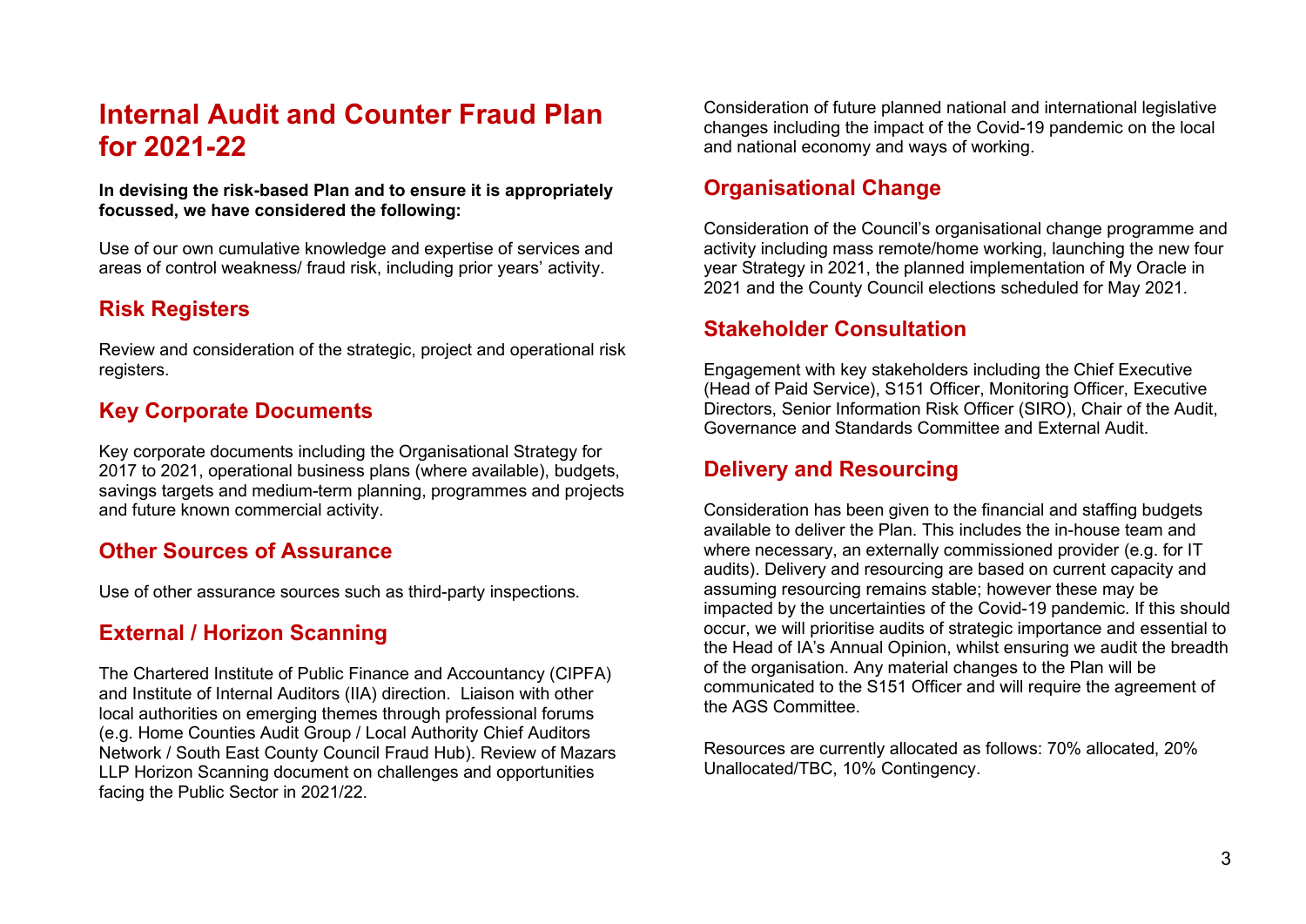# Internal Audit and Counter Fraud Plan for 2021-22

**In devising the risk-based Plan and to ensure it is appropriately focussed, we have considered the following:**

Use of our own cumulative knowledge and expertise of services and areas of control weakness/ fraud risk, including prior years' activity.

## Risk Registers

Review and consideration of the strategic, project and operational risk registers.

## Key Corporate Documents

Key corporate documents including the Organisational Strategy for 2017 to 2021, operational business plans (where available), budgets, savings targets and medium-term planning, programmes and projects and future known commercial activity.

## Other Sources of Assurance

Use of other assurance sources such as third-party inspections.

## External / Horizon Scanning

The Chartered Institute of Public Finance and Accountancy (CIPFA) and Institute of Internal Auditors (IIA) direction. Liaison with other local authorities on emerging themes through professional forums (e.g. Home Counties Audit Group / Local Authority Chief Auditors Network / South East County Council Fraud Hub). Review of Mazars LLP Horizon Scanning document on challenges and opportunities facing the Public Sector in 2021/22.

Consideration of future planned national and international legislative changes including the impact of the Covid-19 pandemic on the local and national economy and ways of working.

## Organisational Change

Consideration of the Council's organisational change programme and activity including mass remote/home working, launching the new four year Strategy in 2021, the planned implementation of My Oracle in 2021 and the County Council elections scheduled for May 2021.

## Stakeholder Consultation

Engagement with key stakeholders including the Chief Executive (Head of Paid Service), S151 Officer, Monitoring Officer, Executive Directors, Senior Information Risk Officer (SIRO), Chair of the Audit, Governance and Standards Committee and External Audit.

## Delivery and Resourcing

Consideration has been given to the financial and staffing budgets available to deliver the Plan. This includes the in-house team and where necessary, an externally commissioned provider (e.g. for IT audits). Delivery and resourcing are based on current capacity and assuming resourcing remains stable; however these may be impacted by the uncertainties of the Covid-19 pandemic. If this should occur, we will prioritise audits of strategic importance and essential to the Head of IA's Annual Opinion, whilst ensuring we audit the breadth of the organisation. Any material changes to the Plan will be communicated to the S151 Officer and will require the agreement of the AGS Committee.

Resources are currently allocated as follows: 70% allocated, 20% Unallocated/TBC, 10% Contingency.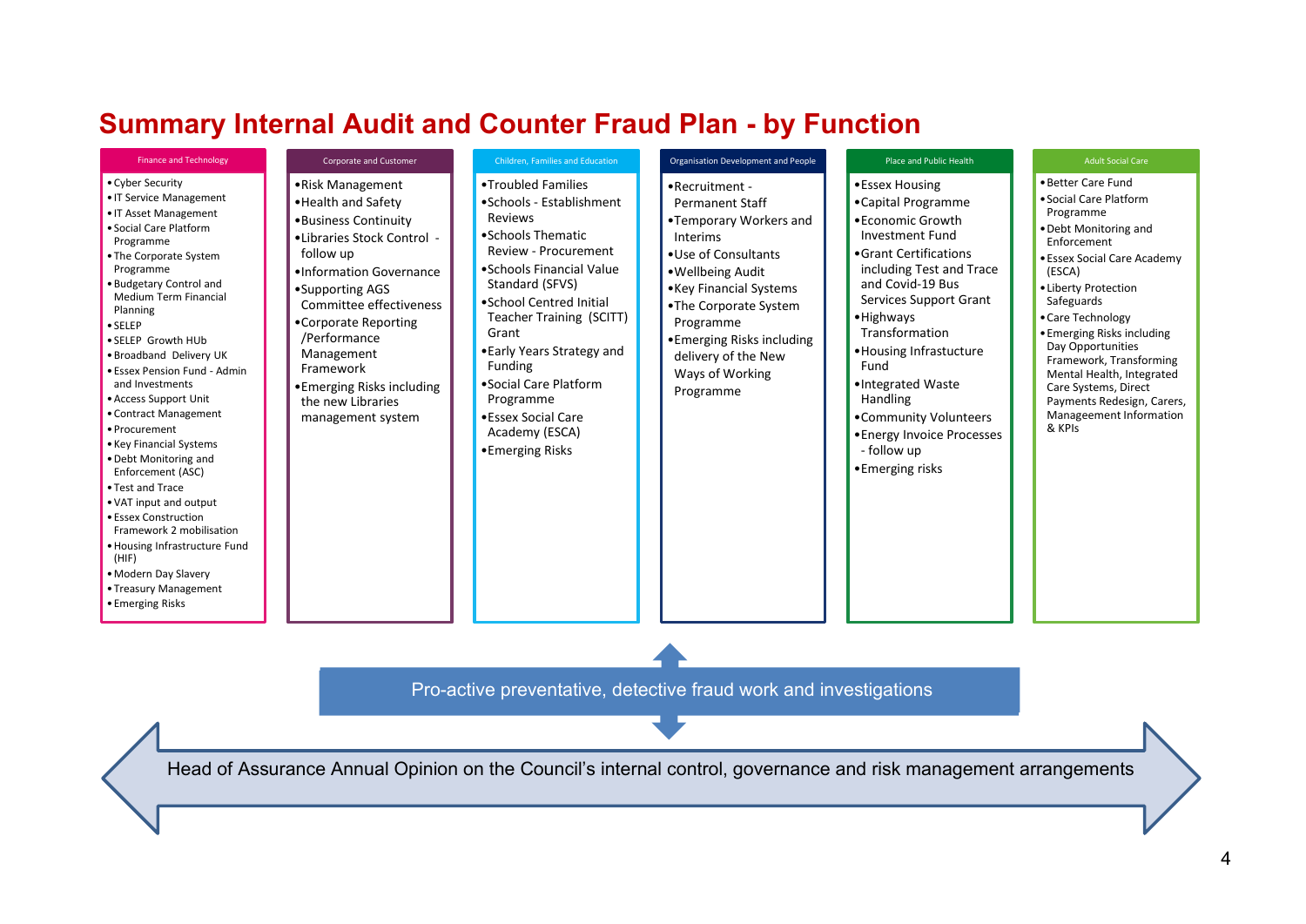# Summary Internal Audit and Counter Fraud Plan - by Function

## Finance and Technology

- Cyber Security
- IT Service Management
- IT Asset Management
- Social Care Platform Programme
- The Corporate System Programme
- Budgetary Control and Medium Term Financial Planning
- SELEP
- SELEP Growth HUb
- Broadband Delivery UK
- Essex Pension Fund - Admin and Investments
- Access Support Unit
- Contract Management
- Procurement
- Key Financial Systems
- Debt Monitoring and Enforcement (ASC)
- Test and Trace
- VAT input and output
- Essex Construction Framework 2 mobilisation
- Housing Infrastructure Fund (HIF)
- Modern Day Slavery
- Treasury Management
- Emerging Risks

## Corporate and Customer

- Risk Management
- Health and Safety
- Business Continuity
- Libraries Stock Control - follow up
- Information Governance
- Supporting AGS Committee effectiveness
- Corporate Reporting /Performance Management Framework
- Emerging Risks including the new Libraries management system

## Children, Families and Education

- Troubled Families
- Schools - Establishment Reviews
- Schools Thematic Review - Procurement
- Schools Financial Value Standard (SFVS)
- School Centred Initial Teacher Training (SCITT) Grant
- Early Years Strategy and Funding
- Social Care Platform Programme
- Essex Social Care Academy (ESCA)
- Emerging Risks

## Organisation Development and People

- Recruitment - Permanent Staff
- Temporary Workers and Interims
- Use of Consultants
- Wellbeing Audit
- Key Financial Systems
- The Corporate System Programme
- Emerging Risks including delivery of the New Ways of Working Programme

## Place and Public Health

- Essex Housing
- Capital Programme
- Economic Growth Investment Fund
- Grant Certifications including Test and Trace and Covid-19 Bus Services Support Grant
- Highways Transformation
- Housing Infrastructure Fund
- Integrated Waste Handling
- Community Volunteers
- Energy Invoice Processes - follow up
- Emerging risks

## Adult Social Care

- Better Care Fund
- Social Care Platform Programme
- Debt Monitoring and Enforcement
- Essex Social Care Academy (ESCA)
- Liberty Protection Safeguards
- Care Technology
- Emerging Risks including Day Opportunities Framework, Transforming Mental Health, Integrated Care Systems, Direct Payments Redesign, Carers, Manageement Information & KPIs

Pro-active preventative, detective fraud work and investigations

Head of Assurance Annual Opinion on the Council's internal control, governance and risk management arrangements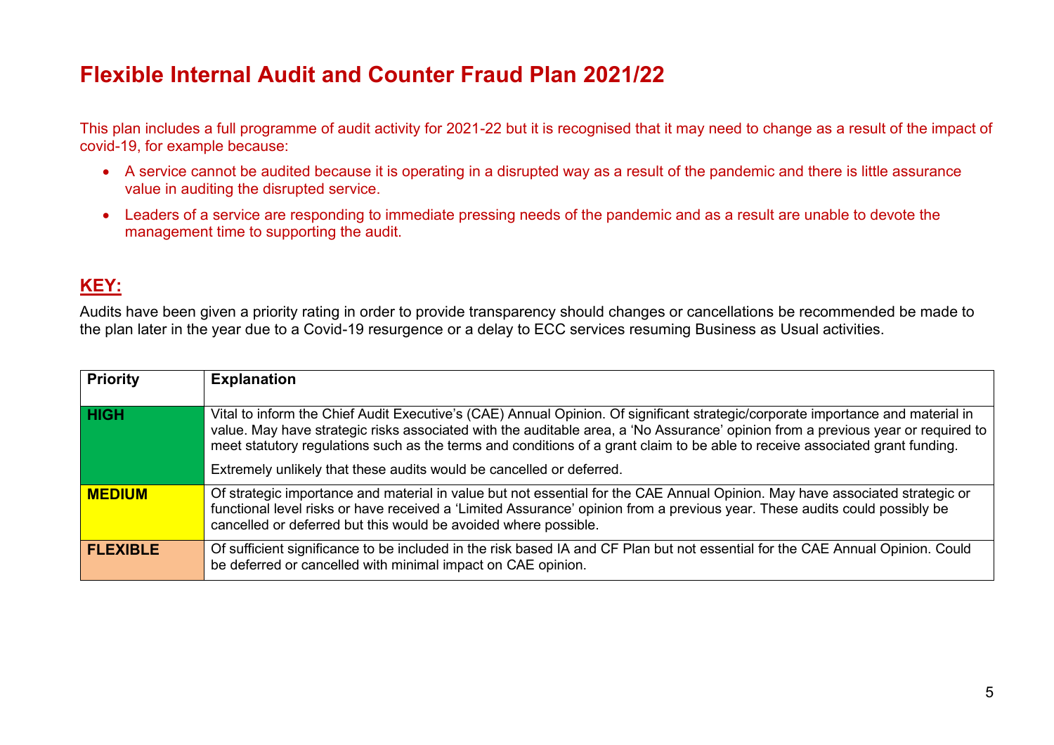# Flexible Internal Audit and Counter Fraud Plan 2021/22

This plan includes a full programme of audit activity for 2021-22 but it is recognised that it may need to change as a result of the impact of covid-19, for example because:

- A service cannot be audited because it is operating in a disrupted way as a result of the pandemic and there is little assurance value in auditing the disrupted service.
- Leaders of a service are responding to immediate pressing needs of the pandemic and as a result are unable to devote the management time to supporting the audit.

## KEY:

Audits have been given a priority rating in order to provide transparency should changes or cancellations be recommended be made to the plan later in the year due to a Covid-19 resurgence or a delay to ECC services resuming Business as Usual activities.

| Priority | Explanation |
|---|---|
| **HIGH** | Vital to inform the Chief Audit Executive's (CAE) Annual Opinion. Of significant strategic/corporate importance and material in value. May have strategic risks associated with the auditable area, a 'No Assurance' opinion from a previous year or required to meet statutory regulations such as the terms and conditions of a grant claim to be able to receive associated grant funding.<br><br>Extremely unlikely that these audits would be cancelled or deferred. |
| **MEDIUM** | Of strategic importance and material in value but not essential for the CAE Annual Opinion. May have associated strategic or functional level risks or have received a 'Limited Assurance' opinion from a previous year. These audits could possibly be cancelled or deferred but this would be avoided where possible. |
| **FLEXIBLE** | Of sufficient significance to be included in the risk based IA and CF Plan but not essential for the CAE Annual Opinion. Could be deferred or cancelled with minimal impact on CAE opinion. |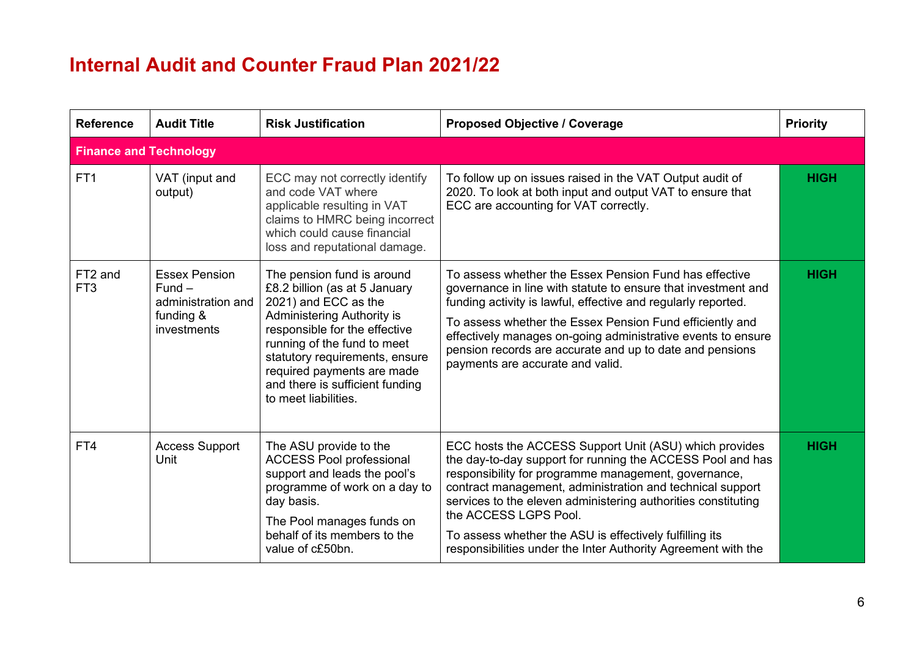# Internal Audit and Counter Fraud Plan 2021/22

| Reference | Audit Title | Risk Justification | Proposed Objective / Coverage | Priority |
|---|---|---|---|---|
| **Finance and Technology** | | | | |
| FT1 | VAT (input and output) | ECC may not correctly identify and code VAT where applicable resulting in VAT claims to HMRC being incorrect which could cause financial loss and reputational damage. | To follow up on issues raised in the VAT Output audit of 2020. To look at both input and output VAT to ensure that ECC are accounting for VAT correctly. | **HIGH** |
| FT2 and FT3 | Essex Pension Fund – administration and funding & investments | The pension fund is around £8.2 billion (as at 5 January 2021) and ECC as the Administering Authority is responsible for the effective running of the fund to meet statutory requirements, ensure required payments are made and there is sufficient funding to meet liabilities. | To assess whether the Essex Pension Fund has effective governance in line with statute to ensure that investment and funding activity is lawful, effective and regularly reported.<br><br>To assess whether the Essex Pension Fund efficiently and effectively manages on-going administrative events to ensure pension records are accurate and up to date and pensions payments are accurate and valid. | **HIGH** |
| FT4 | Access Support Unit | The ASU provide to the ACCESS Pool professional support and leads the pool's programme of work on a day to day basis.<br><br>The Pool manages funds on behalf of its members to the value of c£50bn. | ECC hosts the ACCESS Support Unit (ASU) which provides the day-to-day support for running the ACCESS Pool and has responsibility for programme management, governance, contract management, administration and technical support services to the eleven administering authorities constituting the ACCESS LGPS Pool.<br><br>To assess whether the ASU is effectively fulfilling its responsibilities under the Inter Authority Agreement with the | **HIGH** |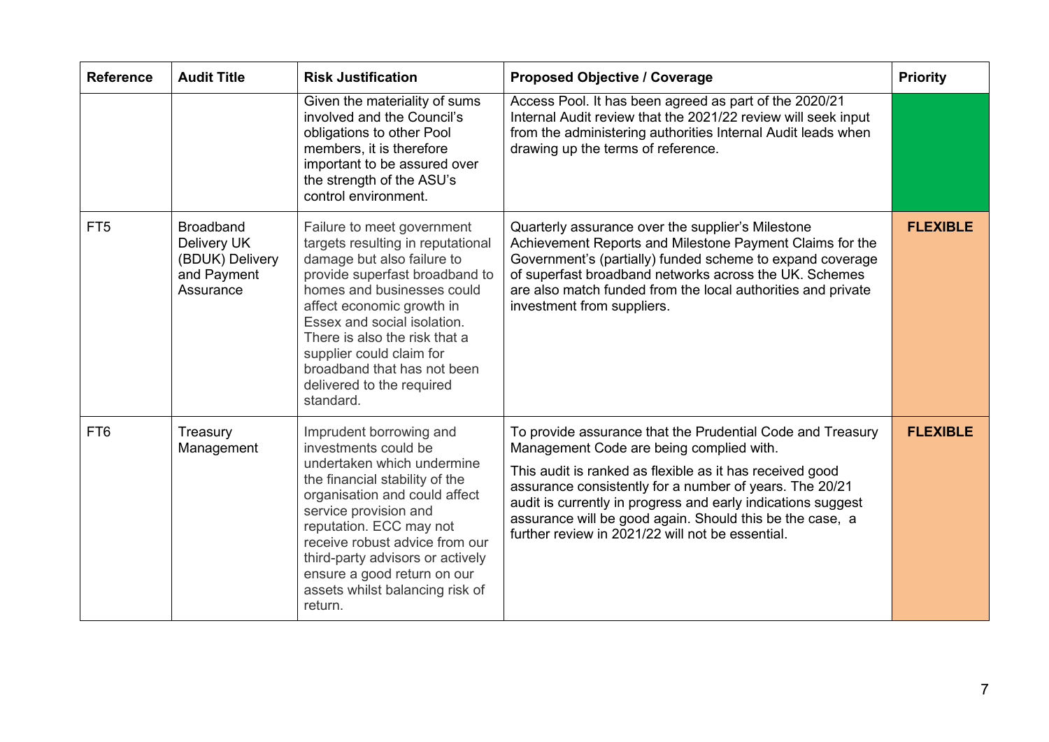| Reference | Audit Title | Risk Justification | Proposed Objective / Coverage | Priority |
|---|---|---|---|---|
| | | Given the materiality of sums involved and the Council's obligations to other Pool members, it is therefore important to be assured over the strength of the ASU's control environment. | Access Pool. It has been agreed as part of the 2020/21 Internal Audit review that the 2021/22 review will seek input from the administering authorities Internal Audit leads when drawing up the terms of reference. | |
| FT5 | Broadband Delivery UK (BDUK) Delivery and Payment Assurance | Failure to meet government targets resulting in reputational damage but also failure to provide superfast broadband to homes and businesses could affect economic growth in Essex and social isolation. There is also the risk that a supplier could claim for broadband that has not been delivered to the required standard. | Quarterly assurance over the supplier's Milestone Achievement Reports and Milestone Payment Claims for the Government's (partially) funded scheme to expand coverage of superfast broadband networks across the UK. Schemes are also match funded from the local authorities and private investment from suppliers. | **FLEXIBLE** |
| FT6 | Treasury Management | Imprudent borrowing and investments could be undertaken which undermine the financial stability of the organisation and could affect service provision and reputation. ECC may not receive robust advice from our third-party advisors or actively ensure a good return on our assets whilst balancing risk of return. | To provide assurance that the Prudential Code and Treasury Management Code are being complied with.<br><br>This audit is ranked as flexible as it has received good assurance consistently for a number of years. The 20/21 audit is currently in progress and early indications suggest assurance will be good again. Should this be the case, a further review in 2021/22 will not be essential. | **FLEXIBLE** |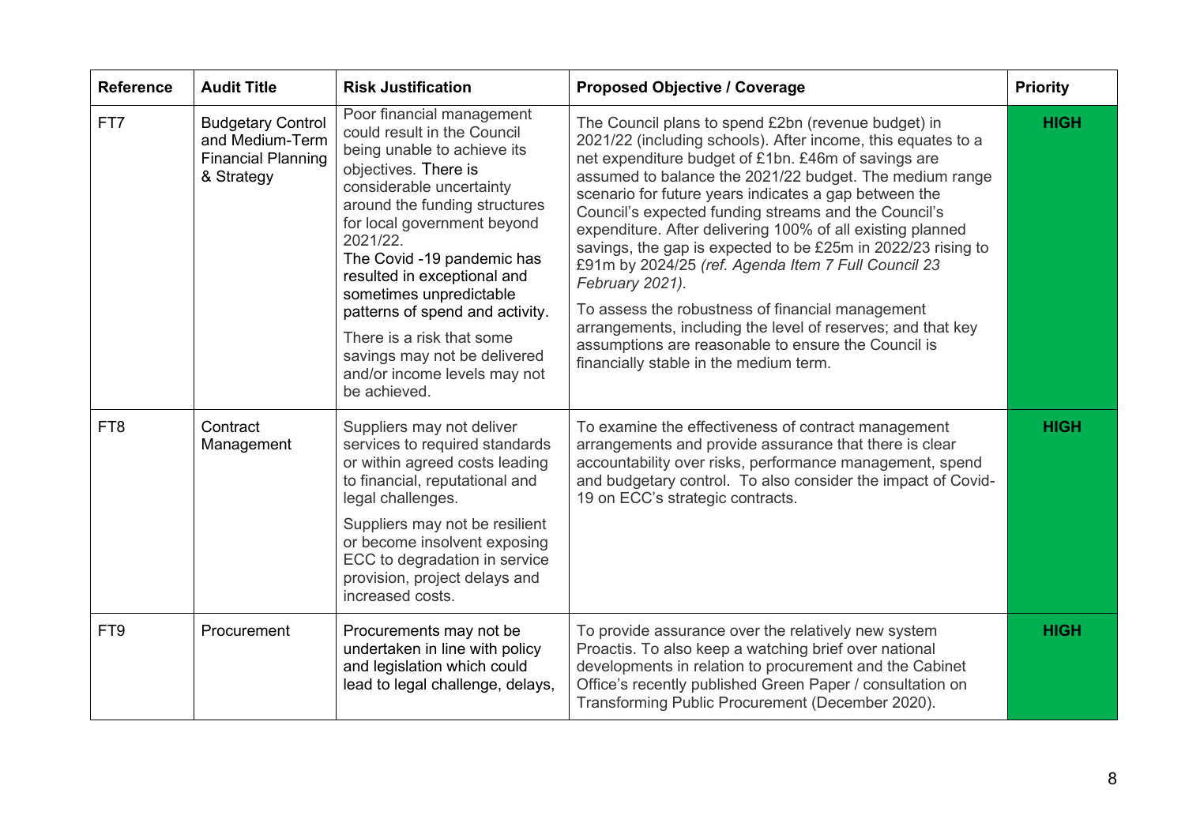| Reference | Audit Title | Risk Justification | Proposed Objective / Coverage | Priority |
|---|---|---|---|---|
| FT7 | Budgetary Control and Medium-Term Financial Planning & Strategy | Poor financial management could result in the Council being unable to achieve its objectives. There is considerable uncertainty around the funding structures for local government beyond 2021/22. The Covid -19 pandemic has resulted in exceptional and sometimes unpredictable patterns of spend and activity. There is a risk that some savings may not be delivered and/or income levels may not be achieved. | The Council plans to spend £2bn (revenue budget) in 2021/22 (including schools). After income, this equates to a net expenditure budget of £1bn. £46m of savings are assumed to balance the 2021/22 budget. The medium range scenario for future years indicates a gap between the Council's expected funding streams and the Council's expenditure. After delivering 100% of all existing planned savings, the gap is expected to be £25m in 2022/23 rising to £91m by 2024/25 *(ref. Agenda Item 7 Full Council 23 February 2021)*. To assess the robustness of financial management arrangements, including the level of reserves; and that key assumptions are reasonable to ensure the Council is financially stable in the medium term. | **HIGH** |
| FT8 | Contract Management | Suppliers may not deliver services to required standards or within agreed costs leading to financial, reputational and legal challenges. Suppliers may not be resilient or become insolvent exposing ECC to degradation in service provision, project delays and increased costs. | To examine the effectiveness of contract management arrangements and provide assurance that there is clear accountability over risks, performance management, spend and budgetary control. To also consider the impact of Covid-19 on ECC's strategic contracts. | **HIGH** |
| FT9 | Procurement | Procurements may not be undertaken in line with policy and legislation which could lead to legal challenge, delays, | To provide assurance over the relatively new system Proactis. To also keep a watching brief over national developments in relation to procurement and the Cabinet Office's recently published Green Paper / consultation on Transforming Public Procurement (December 2020). | **HIGH** |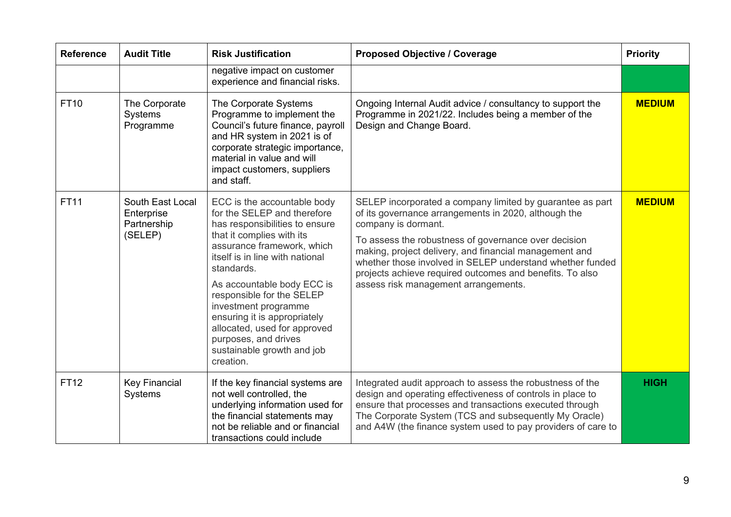| Reference | Audit Title | Risk Justification | Proposed Objective / Coverage | Priority |
|---|---|---|---|---|
| | | negative impact on customer experience and financial risks. | | |
| FT10 | The Corporate Systems Programme | The Corporate Systems Programme to implement the Council's future finance, payroll and HR system in 2021 is of corporate strategic importance, material in value and will impact customers, suppliers and staff. | Ongoing Internal Audit advice / consultancy to support the Programme in 2021/22. Includes being a member of the Design and Change Board. | **MEDIUM** |
| FT11 | South East Local Enterprise Partnership (SELEP) | ECC is the accountable body for the SELEP and therefore has responsibilities to ensure that it complies with its assurance framework, which itself is in line with national standards.<br><br>As accountable body ECC is responsible for the SELEP investment programme ensuring it is appropriately allocated, used for approved purposes, and drives sustainable growth and job creation. | SELEP incorporated a company limited by guarantee as part of its governance arrangements in 2020, although the company is dormant.<br><br>To assess the robustness of governance over decision making, project delivery, and financial management and whether those involved in SELEP understand whether funded projects achieve required outcomes and benefits. To also assess risk management arrangements. | **MEDIUM** |
| FT12 | Key Financial Systems | If the key financial systems are not well controlled, the underlying information used for the financial statements may not be reliable and or financial transactions could include | Integrated audit approach to assess the robustness of the design and operating effectiveness of controls in place to ensure that processes and transactions executed through The Corporate System (TCS and subsequently My Oracle) and A4W (the finance system used to pay providers of care to | **HIGH** |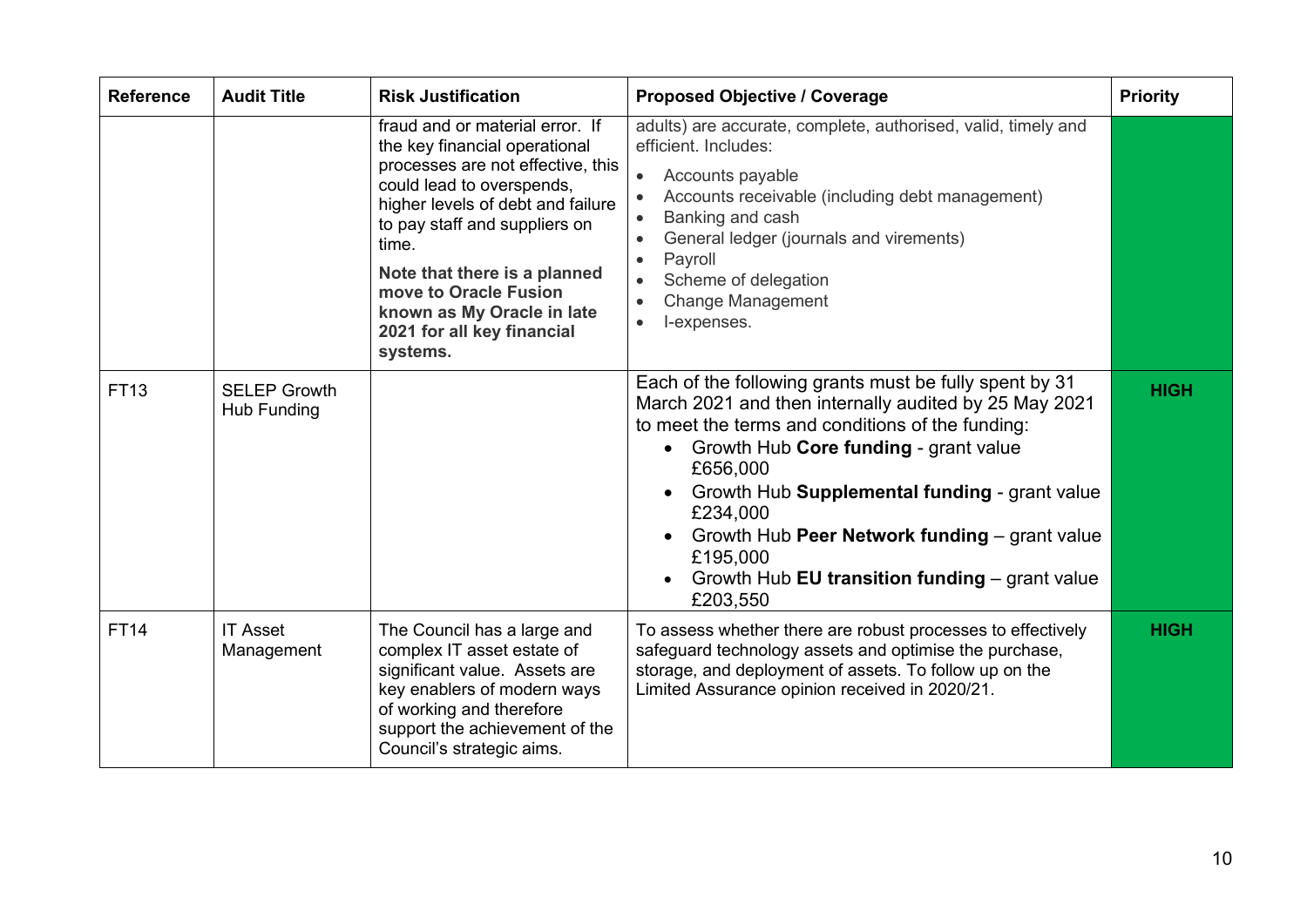| Reference | Audit Title | Risk Justification | Proposed Objective / Coverage | Priority |
|---|---|---|---|---|
| | | fraud and or material error. If the key financial operational processes are not effective, this could lead to overspends, higher levels of debt and failure to pay staff and suppliers on time.<br><br>**Note that there is a planned move to Oracle Fusion known as My Oracle in late 2021 for all key financial systems.** | adults) are accurate, complete, authorised, valid, timely and efficient. Includes:<br>• Accounts payable<br>• Accounts receivable (including debt management)<br>• Banking and cash<br>• General ledger (journals and virements)<br>• Payroll<br>• Scheme of delegation<br>• Change Management<br>• I-expenses. | |
| FT13 | SELEP Growth Hub Funding | | Each of the following grants must be fully spent by 31 March 2021 and then internally audited by 25 May 2021 to meet the terms and conditions of the funding:<br>• Growth Hub **Core funding** - grant value £656,000<br>• Growth Hub **Supplemental funding** - grant value £234,000<br>• Growth Hub **Peer Network funding** – grant value £195,000<br>• Growth Hub **EU transition funding** – grant value £203,550 | **HIGH** |
| FT14 | IT Asset Management | The Council has a large and complex IT asset estate of significant value. Assets are key enablers of modern ways of working and therefore support the achievement of the Council's strategic aims. | To assess whether there are robust processes to effectively safeguard technology assets and optimise the purchase, storage, and deployment of assets. To follow up on the Limited Assurance opinion received in 2020/21. | **HIGH** |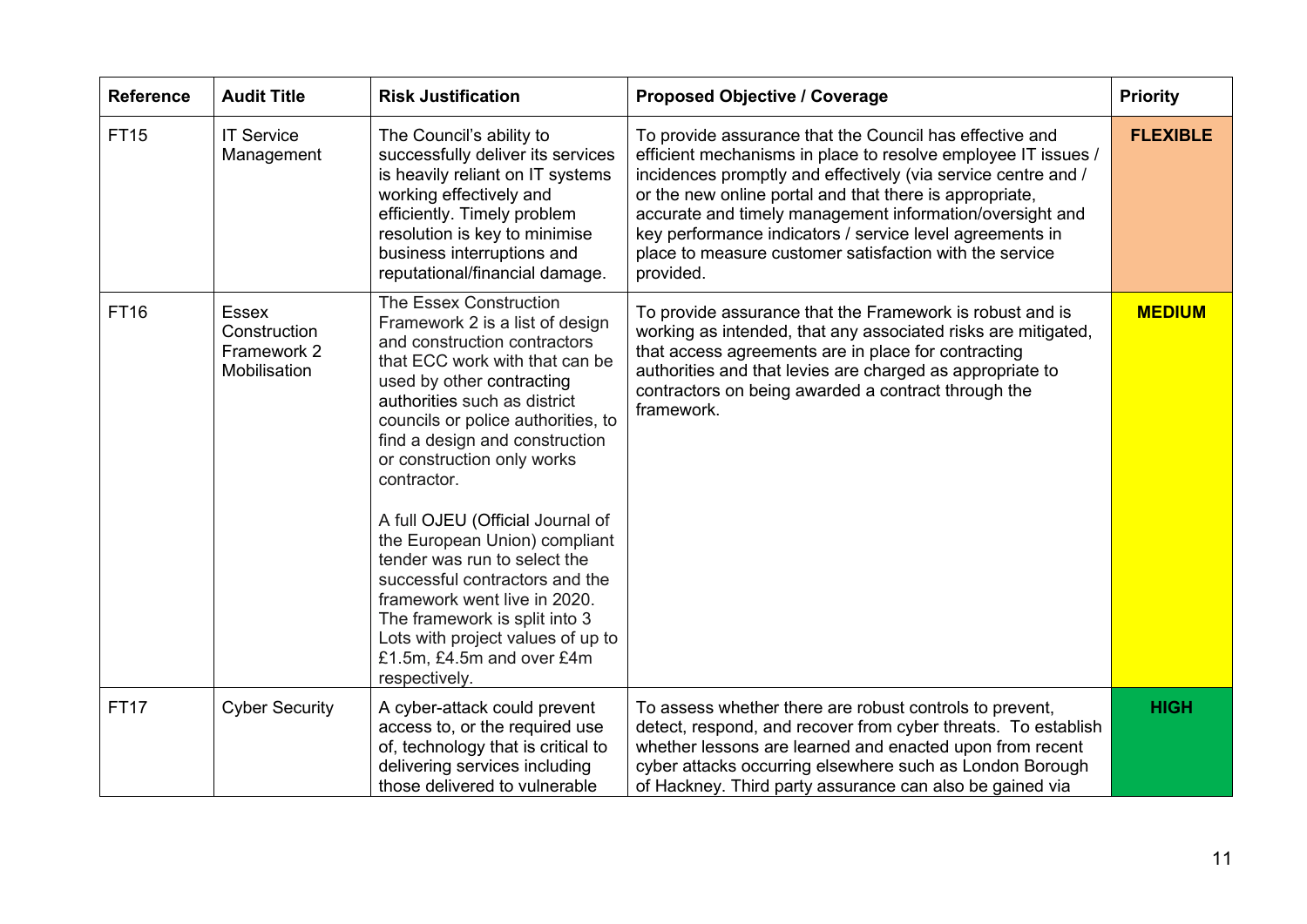| Reference | Audit Title | Risk Justification | Proposed Objective / Coverage | Priority |
|---|---|---|---|---|
| FT15 | IT Service Management | The Council's ability to successfully deliver its services is heavily reliant on IT systems working effectively and efficiently. Timely problem resolution is key to minimise business interruptions and reputational/financial damage. | To provide assurance that the Council has effective and efficient mechanisms in place to resolve employee IT issues / incidences promptly and effectively (via service centre and / or the new online portal and that there is appropriate, accurate and timely management information/oversight and key performance indicators / service level agreements in place to measure customer satisfaction with the service provided. | **FLEXIBLE** |
| FT16 | Essex Construction Framework 2 Mobilisation | The Essex Construction Framework 2 is a list of design and construction contractors that ECC work with that can be used by other contracting authorities such as district councils or police authorities, to find a design and construction or construction only works contractor.<br><br>A full OJEU (Official Journal of the European Union) compliant tender was run to select the successful contractors and the framework went live in 2020. The framework is split into 3 Lots with project values of up to £1.5m, £4.5m and over £4m respectively. | To provide assurance that the Framework is robust and is working as intended, that any associated risks are mitigated, that access agreements are in place for contracting authorities and that levies are charged as appropriate to contractors on being awarded a contract through the framework. | **MEDIUM** |
| FT17 | Cyber Security | A cyber-attack could prevent access to, or the required use of, technology that is critical to delivering services including those delivered to vulnerable | To assess whether there are robust controls to prevent, detect, respond, and recover from cyber threats. To establish whether lessons are learned and enacted upon from recent cyber attacks occurring elsewhere such as London Borough of Hackney. Third party assurance can also be gained via | **HIGH** |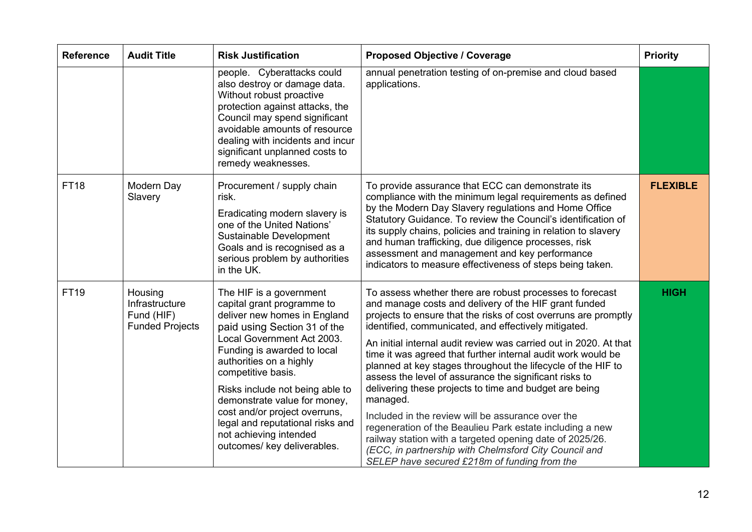| Reference | Audit Title | Risk Justification | Proposed Objective / Coverage | Priority |
|---|---|---|---|---|
| | | people. Cyberattacks could also destroy or damage data. Without robust proactive protection against attacks, the Council may spend significant avoidable amounts of resource dealing with incidents and incur significant unplanned costs to remedy weaknesses. | annual penetration testing of on-premise and cloud based applications. | |
| FT18 | Modern Day Slavery | Procurement / supply chain risk.<br><br>Eradicating modern slavery is one of the United Nations' Sustainable Development Goals and is recognised as a serious problem by authorities in the UK. | To provide assurance that ECC can demonstrate its compliance with the minimum legal requirements as defined by the Modern Day Slavery regulations and Home Office Statutory Guidance. To review the Council's identification of its supply chains, policies and training in relation to slavery and human trafficking, due diligence processes, risk assessment and management and key performance indicators to measure effectiveness of steps being taken. | **FLEXIBLE** |
| FT19 | Housing Infrastructure Fund (HIF) Funded Projects | The HIF is a government capital grant programme to deliver new homes in England paid using Section 31 of the Local Government Act 2003. Funding is awarded to local authorities on a highly competitive basis.<br><br>Risks include not being able to demonstrate value for money, cost and/or project overruns, legal and reputational risks and not achieving intended outcomes/ key deliverables. | To assess whether there are robust processes to forecast and manage costs and delivery of the HIF grant funded projects to ensure that the risks of cost overruns are promptly identified, communicated, and effectively mitigated.<br><br>An initial internal audit review was carried out in 2020. At that time it was agreed that further internal audit work would be planned at key stages throughout the lifecycle of the HIF to assess the level of assurance the significant risks to delivering these projects to time and budget are being managed.<br><br>Included in the review will be assurance over the regeneration of the Beaulieu Park estate including a new railway station with a targeted opening date of 2025/26. *(ECC, in partnership with Chelmsford City Council and SELEP have secured £218m of funding from the* | **HIGH** |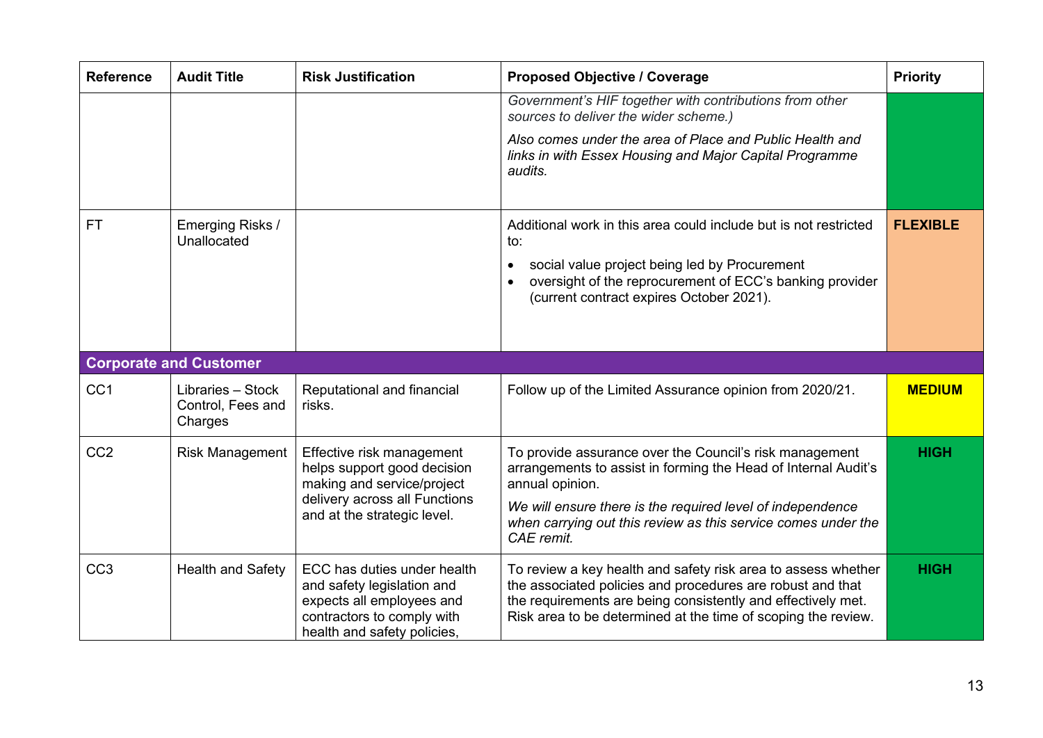| Reference | Audit Title | Risk Justification | Proposed Objective / Coverage | Priority |
|---|---|---|---|---|
| | | | *Government's HIF together with contributions from other sources to deliver the wider scheme.)*<br><br>*Also comes under the area of Place and Public Health and links in with Essex Housing and Major Capital Programme audits.* | |
| FT | Emerging Risks / Unallocated | | Additional work in this area could include but is not restricted to:<br>• social value project being led by Procurement<br>• oversight of the reprocurement of ECC's banking provider (current contract expires October 2021). | **FLEXIBLE** |
| **Corporate and Customer** | | | | |
| CC1 | Libraries – Stock Control, Fees and Charges | Reputational and financial risks. | Follow up of the Limited Assurance opinion from 2020/21. | **MEDIUM** |
| CC2 | Risk Management | Effective risk management helps support good decision making and service/project delivery across all Functions and at the strategic level. | To provide assurance over the Council's risk management arrangements to assist in forming the Head of Internal Audit's annual opinion.<br><br>*We will ensure there is the required level of independence when carrying out this review as this service comes under the CAE remit.* | **HIGH** |
| CC3 | Health and Safety | ECC has duties under health and safety legislation and expects all employees and contractors to comply with health and safety policies, | To review a key health and safety risk area to assess whether the associated policies and procedures are robust and that the requirements are being consistently and effectively met. Risk area to be determined at the time of scoping the review. | **HIGH** |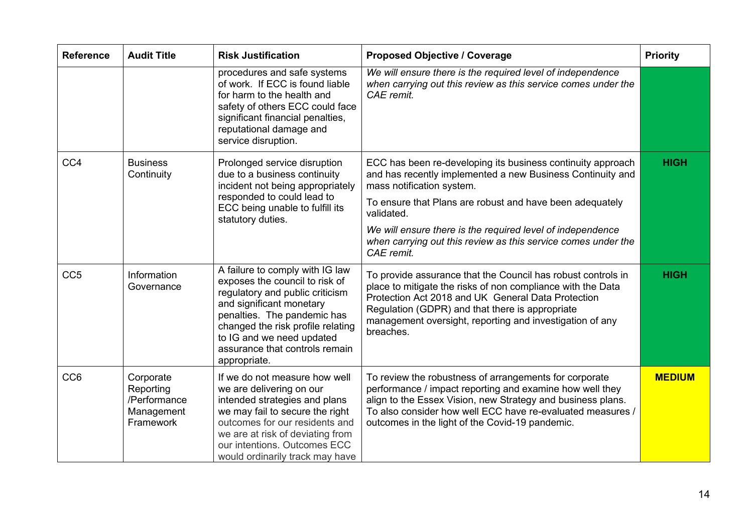| Reference | Audit Title | Risk Justification | Proposed Objective / Coverage | Priority |
| --- | --- | --- | --- | --- |
| | | procedures and safe systems of work. If ECC is found liable for harm to the health and safety of others ECC could face significant financial penalties, reputational damage and service disruption. | *We will ensure there is the required level of independence when carrying out this review as this service comes under the CAE remit.* | |
| CC4 | Business Continuity | Prolonged service disruption due to a business continuity incident not being appropriately responded to could lead to ECC being unable to fulfill its statutory duties. | ECC has been re-developing its business continuity approach and has recently implemented a new Business Continuity and mass notification system.<br><br>To ensure that Plans are robust and have been adequately validated.<br><br>*We will ensure there is the required level of independence when carrying out this review as this service comes under the CAE remit.* | **HIGH** |
| CC5 | Information Governance | A failure to comply with IG law exposes the council to risk of regulatory and public criticism and significant monetary penalties. The pandemic has changed the risk profile relating to IG and we need updated assurance that controls remain appropriate. | To provide assurance that the Council has robust controls in place to mitigate the risks of non compliance with the Data Protection Act 2018 and UK General Data Protection Regulation (GDPR) and that there is appropriate management oversight, reporting and investigation of any breaches. | **HIGH** |
| CC6 | Corporate Reporting /Performance Management Framework | If we do not measure how well we are delivering on our intended strategies and plans we may fail to secure the right outcomes for our residents and we are at risk of deviating from our intentions. Outcomes ECC would ordinarily track may have | To review the robustness of arrangements for corporate performance / impact reporting and examine how well they align to the Essex Vision, new Strategy and business plans. To also consider how well ECC have re-evaluated measures / outcomes in the light of the Covid-19 pandemic. | **MEDIUM** |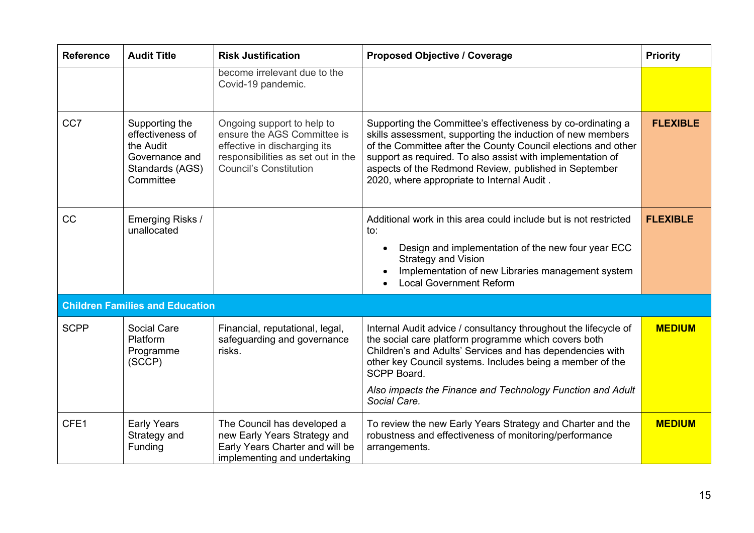| Reference | Audit Title | Risk Justification | Proposed Objective / Coverage | Priority |
|---|---|---|---|---|
| | | become irrelevant due to the Covid-19 pandemic. | | |
| CC7 | Supporting the effectiveness of the Audit Governance and Standards (AGS) Committee | Ongoing support to help to ensure the AGS Committee is effective in discharging its responsibilities as set out in the Council's Constitution | Supporting the Committee's effectiveness by co-ordinating a skills assessment, supporting the induction of new members of the Committee after the County Council elections and other support as required. To also assist with implementation of aspects of the Redmond Review, published in September 2020, where appropriate to Internal Audit . | **FLEXIBLE** |
| CC | Emerging Risks / unallocated | | Additional work in this area could include but is not restricted to:<br>• Design and implementation of the new four year ECC Strategy and Vision<br>• Implementation of new Libraries management system<br>• Local Government Reform | **FLEXIBLE** |
| **Children Families and Education** | | | | |
| SCPP | Social Care Platform Programme (SCCP) | Financial, reputational, legal, safeguarding and governance risks. | Internal Audit advice / consultancy throughout the lifecycle of the social care platform programme which covers both Children's and Adults' Services and has dependencies with other key Council systems. Includes being a member of the SCPP Board.<br>*Also impacts the Finance and Technology Function and Adult Social Care.* | **MEDIUM** |
| CFE1 | Early Years Strategy and Funding | The Council has developed a new Early Years Strategy and Early Years Charter and will be implementing and undertaking | To review the new Early Years Strategy and Charter and the robustness and effectiveness of monitoring/performance arrangements. | **MEDIUM** |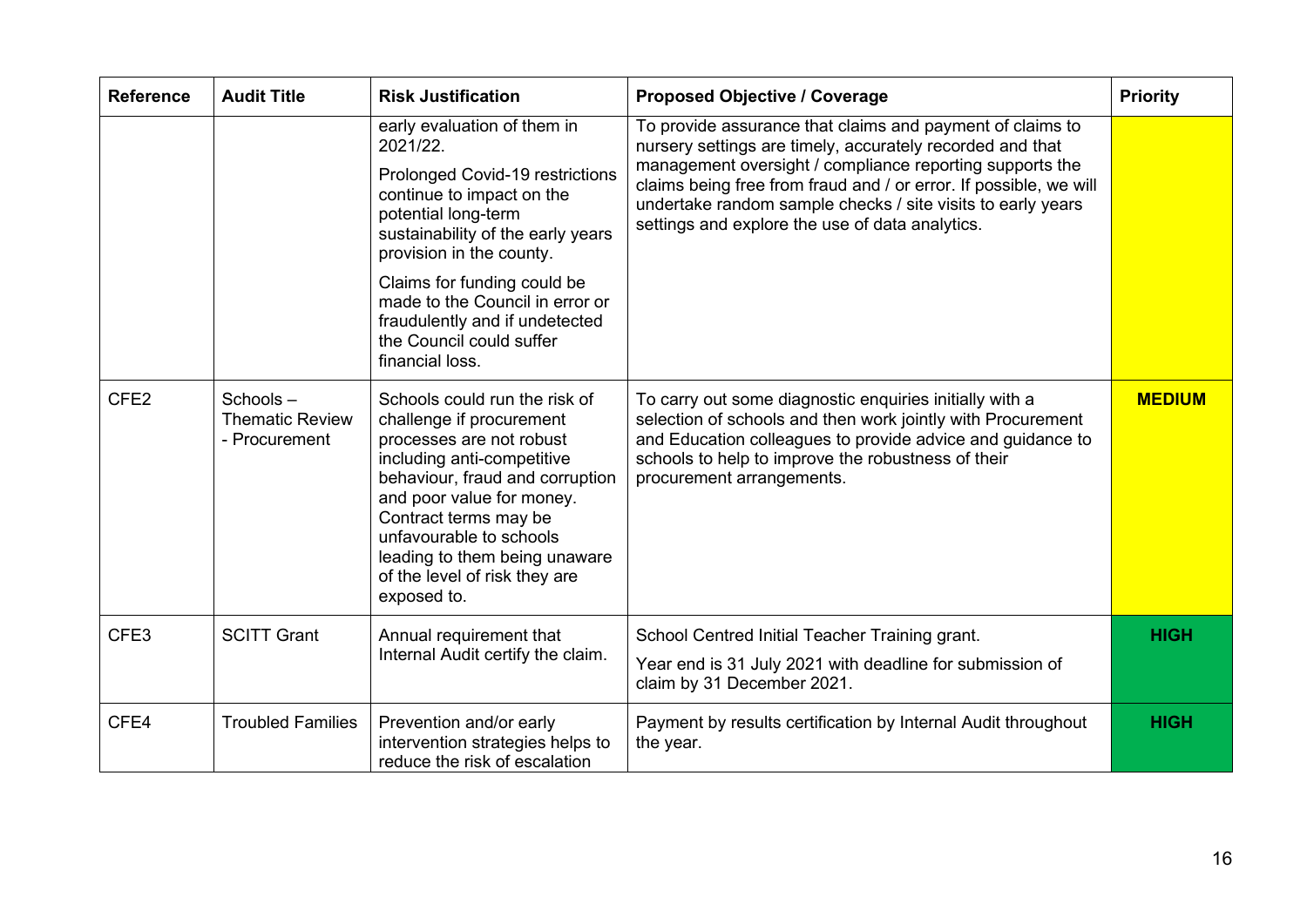| Reference | Audit Title | Risk Justification | Proposed Objective / Coverage | Priority |
|---|---|---|---|---|
| | | early evaluation of them in 2021/22.<br><br>Prolonged Covid-19 restrictions continue to impact on the potential long-term sustainability of the early years provision in the county.<br><br>Claims for funding could be made to the Council in error or fraudulently and if undetected the Council could suffer financial loss. | To provide assurance that claims and payment of claims to nursery settings are timely, accurately recorded and that management oversight / compliance reporting supports the claims being free from fraud and / or error. If possible, we will undertake random sample checks / site visits to early years settings and explore the use of data analytics. | |
| CFE2 | Schools – Thematic Review - Procurement | Schools could run the risk of challenge if procurement processes are not robust including anti-competitive behaviour, fraud and corruption and poor value for money. Contract terms may be unfavourable to schools leading to them being unaware of the level of risk they are exposed to. | To carry out some diagnostic enquiries initially with a selection of schools and then work jointly with Procurement and Education colleagues to provide advice and guidance to schools to help to improve the robustness of their procurement arrangements. | **MEDIUM** |
| CFE3 | SCITT Grant | Annual requirement that Internal Audit certify the claim. | School Centred Initial Teacher Training grant.<br><br>Year end is 31 July 2021 with deadline for submission of claim by 31 December 2021. | **HIGH** |
| CFE4 | Troubled Families | Prevention and/or early intervention strategies helps to reduce the risk of escalation | Payment by results certification by Internal Audit throughout the year. | **HIGH** |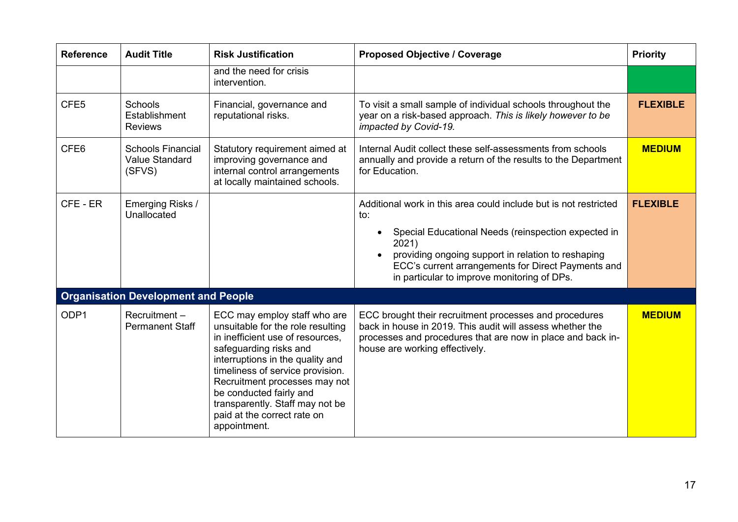| Reference | Audit Title | Risk Justification | Proposed Objective / Coverage | Priority |
|---|---|---|---|---|
| | | and the need for crisis intervention. | | |
| CFE5 | Schools Establishment Reviews | Financial, governance and reputational risks. | To visit a small sample of individual schools throughout the year on a risk-based approach. *This is likely however to be impacted by Covid-19.* | **FLEXIBLE** |
| CFE6 | Schools Financial Value Standard (SFVS) | Statutory requirement aimed at improving governance and internal control arrangements at locally maintained schools. | Internal Audit collect these self-assessments from schools annually and provide a return of the results to the Department for Education. | **MEDIUM** |
| CFE - ER | Emerging Risks / Unallocated | | Additional work in this area could include but is not restricted to:<br>• Special Educational Needs (reinspection expected in 2021)<br>• providing ongoing support in relation to reshaping ECC's current arrangements for Direct Payments and in particular to improve monitoring of DPs. | **FLEXIBLE** |
| **Organisation Development and People** | | | | |
| ODP1 | Recruitment – Permanent Staff | ECC may employ staff who are unsuitable for the role resulting in inefficient use of resources, safeguarding risks and interruptions in the quality and timeliness of service provision. Recruitment processes may not be conducted fairly and transparently. Staff may not be paid at the correct rate on appointment. | ECC brought their recruitment processes and procedures back in house in 2019. This audit will assess whether the processes and procedures that are now in place and back in-house are working effectively. | **MEDIUM** |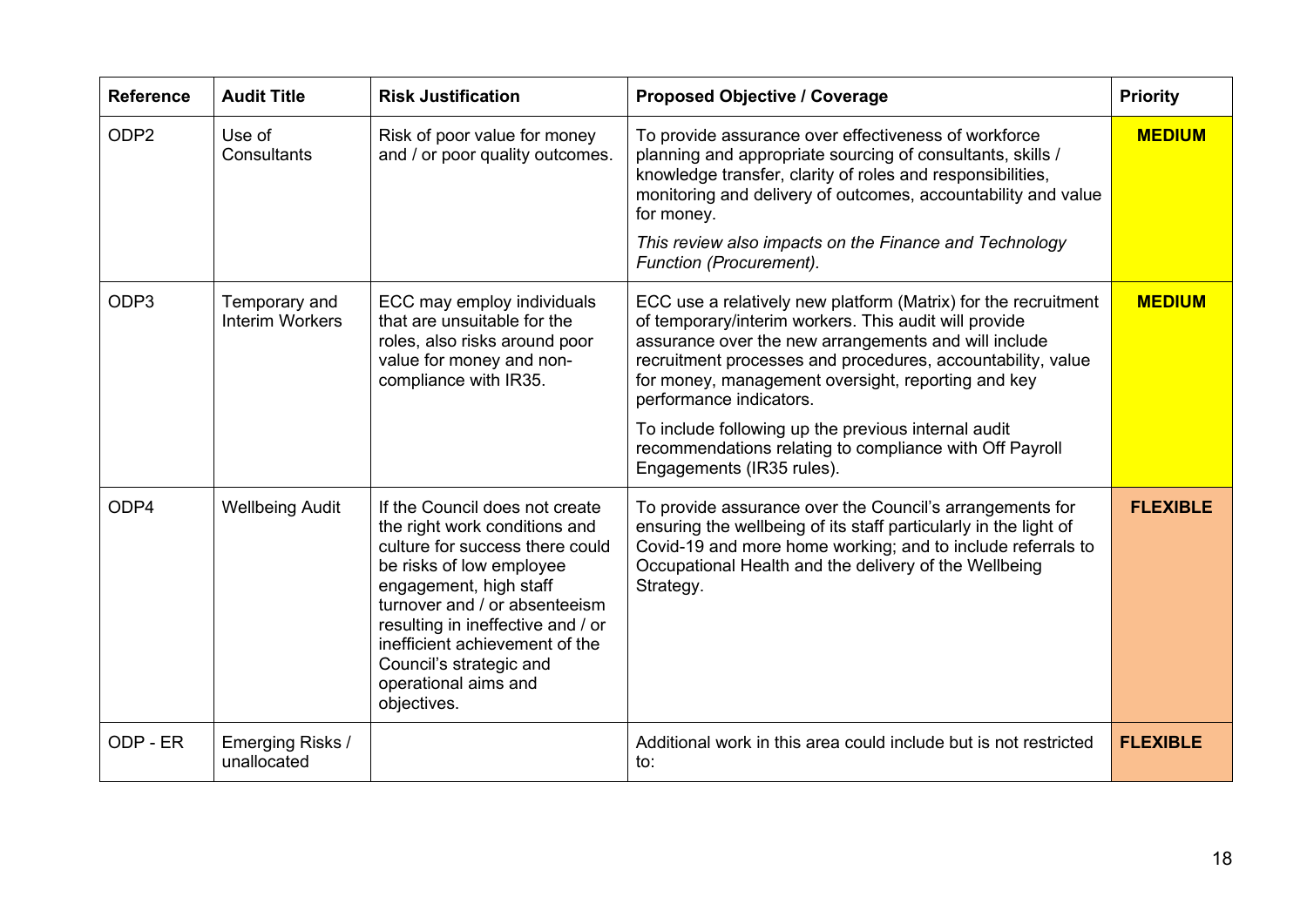| Reference | Audit Title | Risk Justification | Proposed Objective / Coverage | Priority |
|---|---|---|---|---|
| ODP2 | Use of Consultants | Risk of poor value for money and / or poor quality outcomes. | To provide assurance over effectiveness of workforce planning and appropriate sourcing of consultants, skills / knowledge transfer, clarity of roles and responsibilities, monitoring and delivery of outcomes, accountability and value for money.<br><br>*This review also impacts on the Finance and Technology Function (Procurement).* | **MEDIUM** |
| ODP3 | Temporary and Interim Workers | ECC may employ individuals that are unsuitable for the roles, also risks around poor value for money and non-compliance with IR35. | ECC use a relatively new platform (Matrix) for the recruitment of temporary/interim workers. This audit will provide assurance over the new arrangements and will include recruitment processes and procedures, accountability, value for money, management oversight, reporting and key performance indicators.<br><br>To include following up the previous internal audit recommendations relating to compliance with Off Payroll Engagements (IR35 rules). | **MEDIUM** |
| ODP4 | Wellbeing Audit | If the Council does not create the right work conditions and culture for success there could be risks of low employee engagement, high staff turnover and / or absenteeism resulting in ineffective and / or inefficient achievement of the Council's strategic and operational aims and objectives. | To provide assurance over the Council's arrangements for ensuring the wellbeing of its staff particularly in the light of Covid-19 and more home working; and to include referrals to Occupational Health and the delivery of the Wellbeing Strategy. | **FLEXIBLE** |
| ODP - ER | Emerging Risks / unallocated | | Additional work in this area could include but is not restricted to: | **FLEXIBLE** |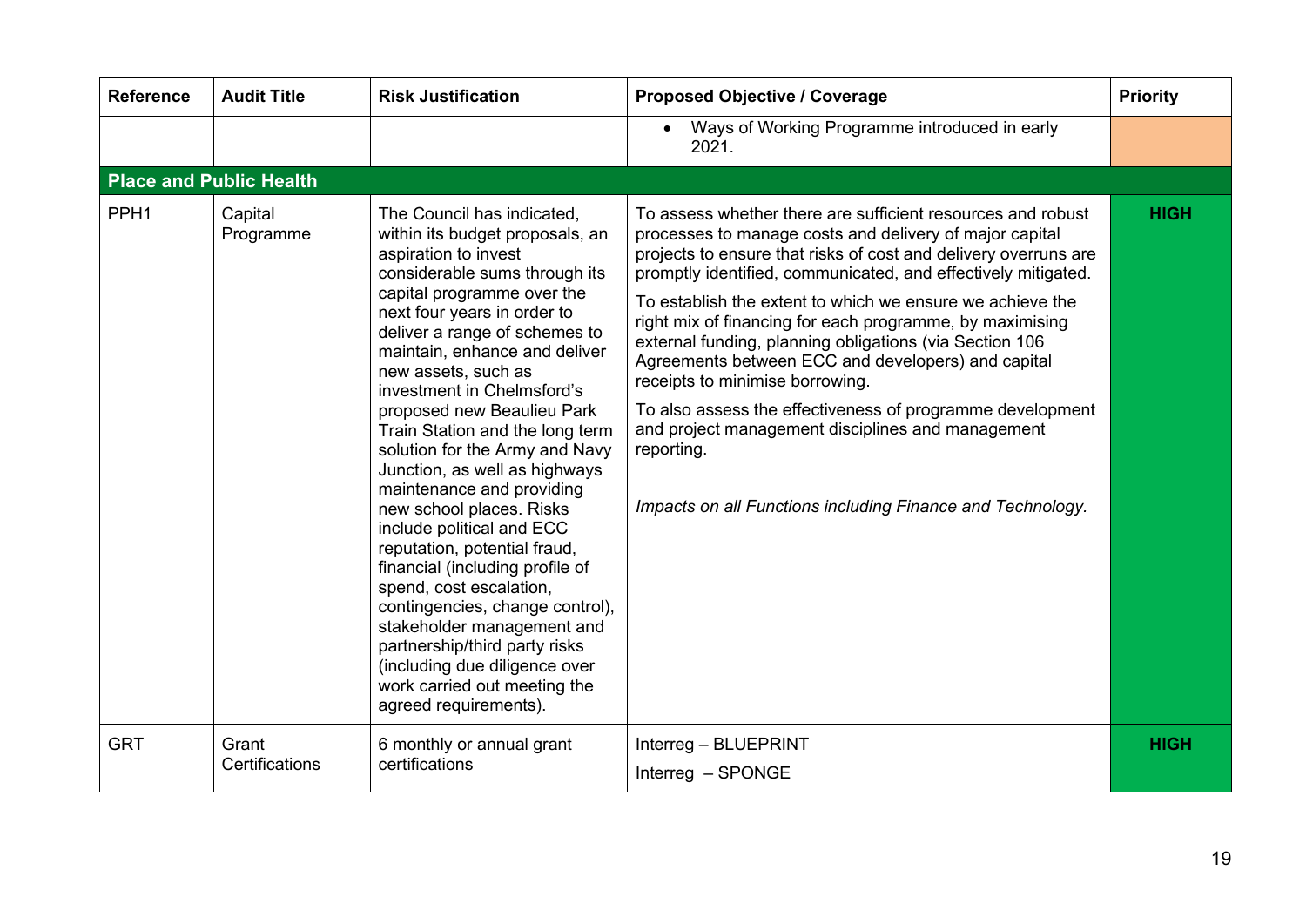| Reference | Audit Title | Risk Justification | Proposed Objective / Coverage | Priority |
|---|---|---|---|---|
| | | | • Ways of Working Programme introduced in early 2021. | |
| **Place and Public Health** | | | | |
| PPH1 | Capital Programme | The Council has indicated, within its budget proposals, an aspiration to invest considerable sums through its capital programme over the next four years in order to deliver a range of schemes to maintain, enhance and deliver new assets, such as investment in Chelmsford's proposed new Beaulieu Park Train Station and the long term solution for the Army and Navy Junction, as well as highways maintenance and providing new school places. Risks include political and ECC reputation, potential fraud, financial (including profile of spend, cost escalation, contingencies, change control), stakeholder management and partnership/third party risks (including due diligence over work carried out meeting the agreed requirements). | To assess whether there are sufficient resources and robust processes to manage costs and delivery of major capital projects to ensure that risks of cost and delivery overruns are promptly identified, communicated, and effectively mitigated.<br><br>To establish the extent to which we ensure we achieve the right mix of financing for each programme, by maximising external funding, planning obligations (via Section 106 Agreements between ECC and developers) and capital receipts to minimise borrowing.<br><br>To also assess the effectiveness of programme development and project management disciplines and management reporting.<br><br>*Impacts on all Functions including Finance and Technology.* | **HIGH** |
| GRT | Grant Certifications | 6 monthly or annual grant certifications | Interreg – BLUEPRINT<br><br>Interreg – SPONGE | **HIGH** |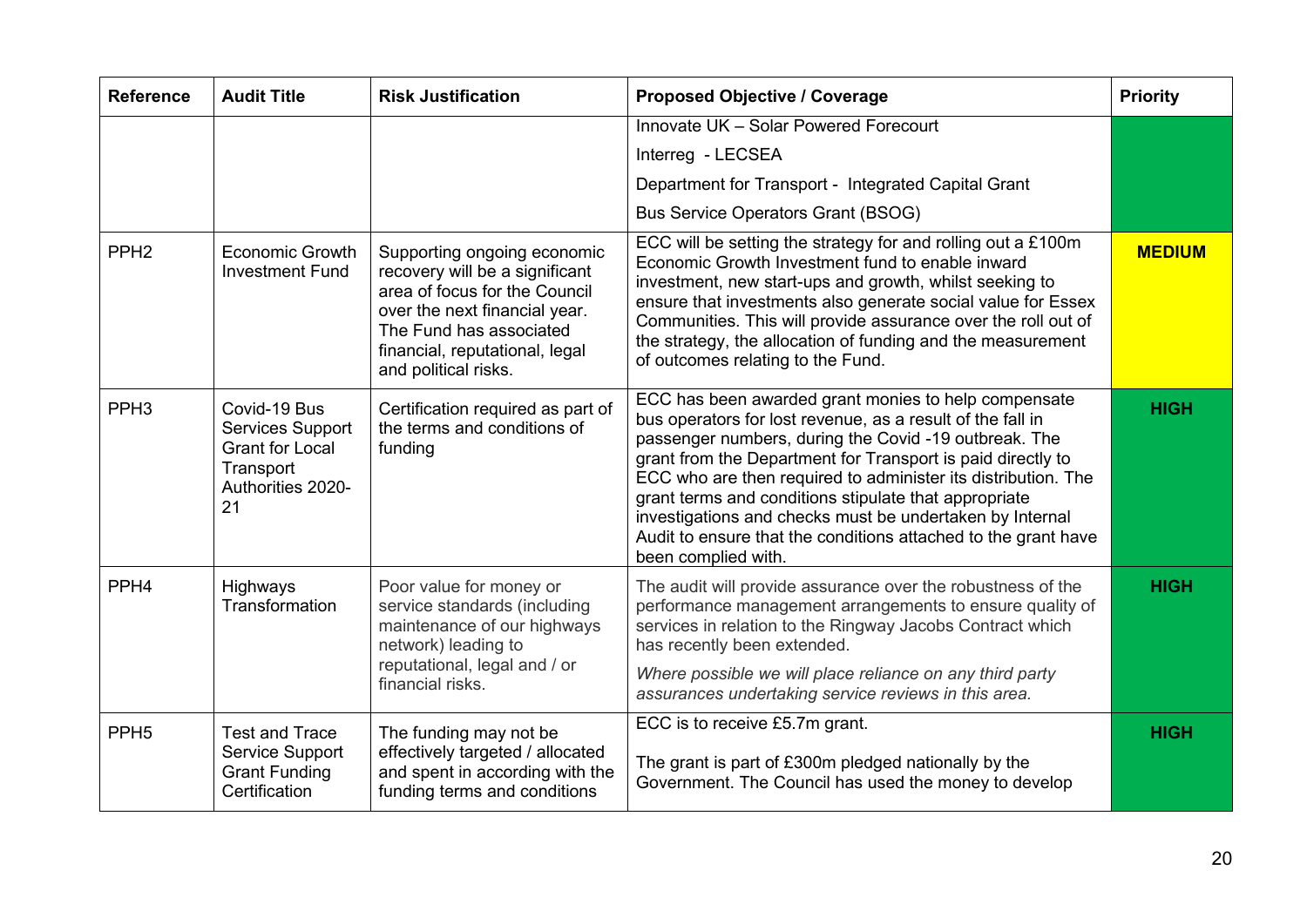| Reference | Audit Title | Risk Justification | Proposed Objective / Coverage | Priority |
|---|---|---|---|---|
| | | | Innovate UK – Solar Powered Forecourt<br>Interreg - LECSEA<br>Department for Transport - Integrated Capital Grant<br>Bus Service Operators Grant (BSOG) | |
| PPH2 | Economic Growth Investment Fund | Supporting ongoing economic recovery will be a significant area of focus for the Council over the next financial year. The Fund has associated financial, reputational, legal and political risks. | ECC will be setting the strategy for and rolling out a £100m Economic Growth Investment fund to enable inward investment, new start-ups and growth, whilst seeking to ensure that investments also generate social value for Essex Communities. This will provide assurance over the roll out of the strategy, the allocation of funding and the measurement of outcomes relating to the Fund. | **MEDIUM** |
| PPH3 | Covid-19 Bus Services Support Grant for Local Transport Authorities 2020-21 | Certification required as part of the terms and conditions of funding | ECC has been awarded grant monies to help compensate bus operators for lost revenue, as a result of the fall in passenger numbers, during the Covid -19 outbreak. The grant from the Department for Transport is paid directly to ECC who are then required to administer its distribution. The grant terms and conditions stipulate that appropriate investigations and checks must be undertaken by Internal Audit to ensure that the conditions attached to the grant have been complied with. | **HIGH** |
| PPH4 | Highways Transformation | Poor value for money or service standards (including maintenance of our highways network) leading to reputational, legal and / or financial risks. | The audit will provide assurance over the robustness of the performance management arrangements to ensure quality of services in relation to the Ringway Jacobs Contract which has recently been extended.<br>*Where possible we will place reliance on any third party assurances undertaking service reviews in this area.* | **HIGH** |
| PPH5 | Test and Trace Service Support Grant Funding Certification | The funding may not be effectively targeted / allocated and spent in according with the funding terms and conditions | ECC is to receive £5.7m grant.<br>The grant is part of £300m pledged nationally by the Government. The Council has used the money to develop | **HIGH** |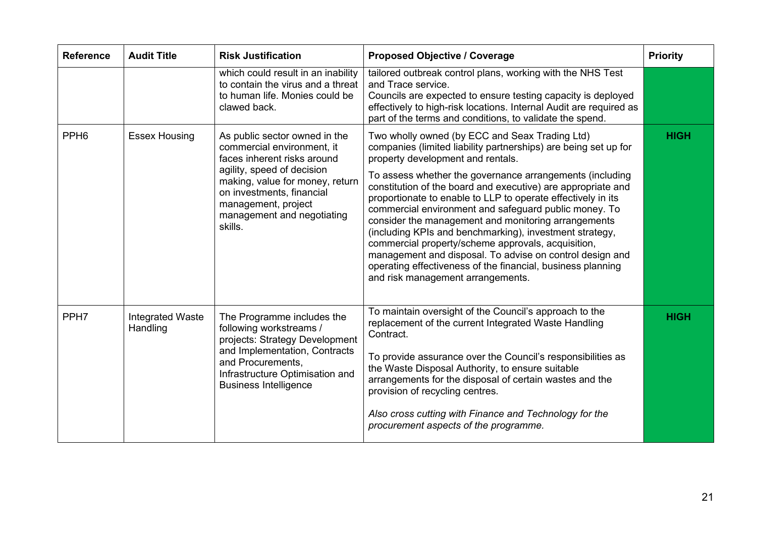| Reference | Audit Title | Risk Justification | Proposed Objective / Coverage | Priority |
|---|---|---|---|---|
| | | which could result in an inability to contain the virus and a threat to human life. Monies could be clawed back. | tailored outbreak control plans, working with the NHS Test and Trace service. Councils are expected to ensure testing capacity is deployed effectively to high-risk locations. Internal Audit are required as part of the terms and conditions, to validate the spend. | |
| PPH6 | Essex Housing | As public sector owned in the commercial environment, it faces inherent risks around agility, speed of decision making, value for money, return on investments, financial management, project management and negotiating skills. | Two wholly owned (by ECC and Seax Trading Ltd) companies (limited liability partnerships) are being set up for property development and rentals. To assess whether the governance arrangements (including constitution of the board and executive) are appropriate and proportionate to enable to LLP to operate effectively in its commercial environment and safeguard public money. To consider the management and monitoring arrangements (including KPIs and benchmarking), investment strategy, commercial property/scheme approvals, acquisition, management and disposal. To advise on control design and operating effectiveness of the financial, business planning and risk management arrangements. | **HIGH** |
| PPH7 | Integrated Waste Handling | The Programme includes the following workstreams / projects: Strategy Development and Implementation, Contracts and Procurements, Infrastructure Optimisation and Business Intelligence | To maintain oversight of the Council's approach to the replacement of the current Integrated Waste Handling Contract. To provide assurance over the Council's responsibilities as the Waste Disposal Authority, to ensure suitable arrangements for the disposal of certain wastes and the provision of recycling centres. *Also cross cutting with Finance and Technology for the procurement aspects of the programme.* | **HIGH** |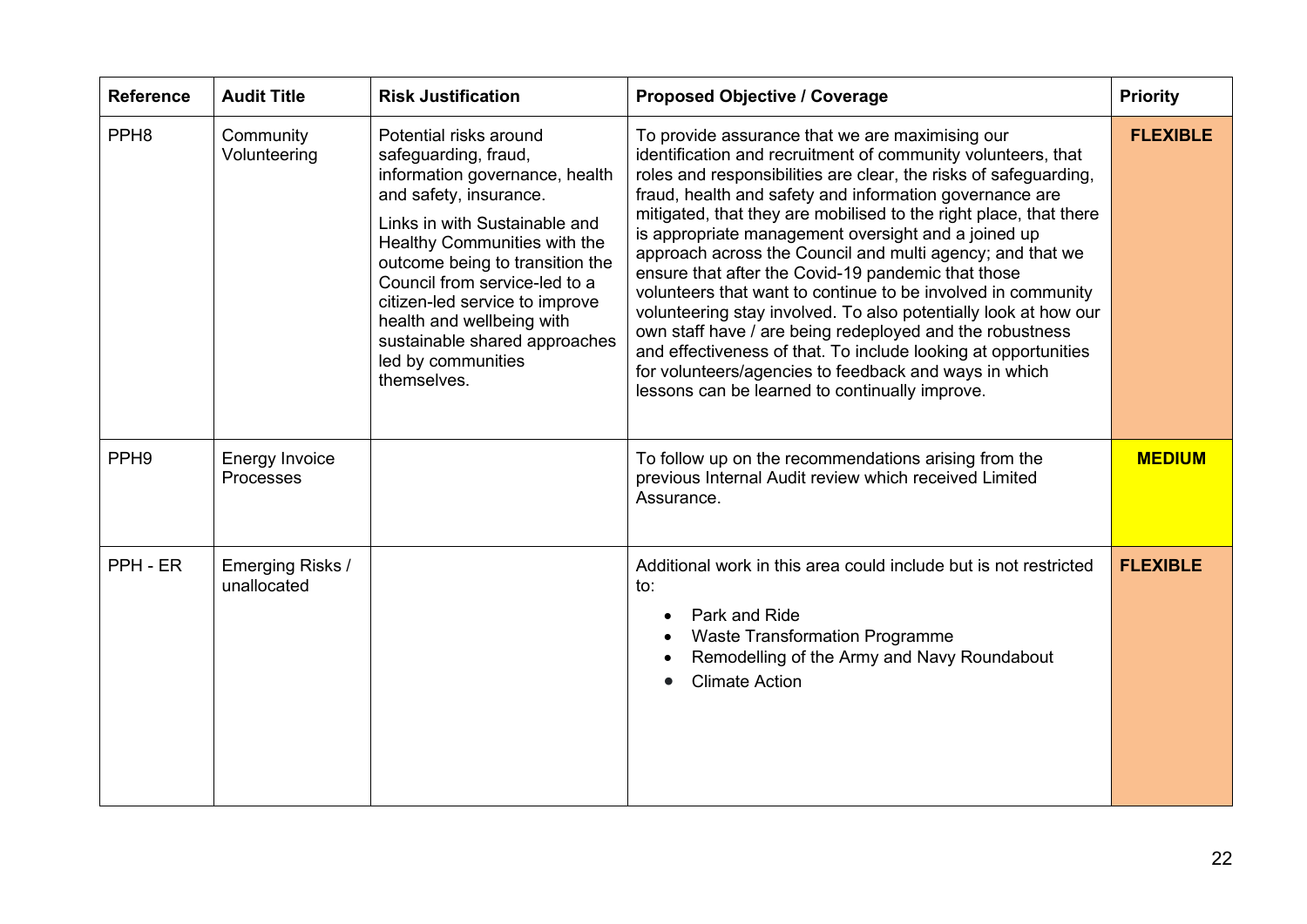| Reference | Audit Title | Risk Justification | Proposed Objective / Coverage | Priority |
|---|---|---|---|---|
| PPH8 | Community Volunteering | Potential risks around safeguarding, fraud, information governance, health and safety, insurance.<br><br>Links in with Sustainable and Healthy Communities with the outcome being to transition the Council from service-led to a citizen-led service to improve health and wellbeing with sustainable shared approaches led by communities themselves. | To provide assurance that we are maximising our identification and recruitment of community volunteers, that roles and responsibilities are clear, the risks of safeguarding, fraud, health and safety and information governance are mitigated, that they are mobilised to the right place, that there is appropriate management oversight and a joined up approach across the Council and multi agency; and that we ensure that after the Covid-19 pandemic that those volunteers that want to continue to be involved in community volunteering stay involved. To also potentially look at how our own staff have / are being redeployed and the robustness and effectiveness of that. To include looking at opportunities for volunteers/agencies to feedback and ways in which lessons can be learned to continually improve. | **FLEXIBLE** |
| PPH9 | Energy Invoice Processes | | To follow up on the recommendations arising from the previous Internal Audit review which received Limited Assurance. | **MEDIUM** |
| PPH - ER | Emerging Risks / unallocated | | Additional work in this area could include but is not restricted to:<br>• Park and Ride<br>• Waste Transformation Programme<br>• Remodelling of the Army and Navy Roundabout<br>• Climate Action | **FLEXIBLE** |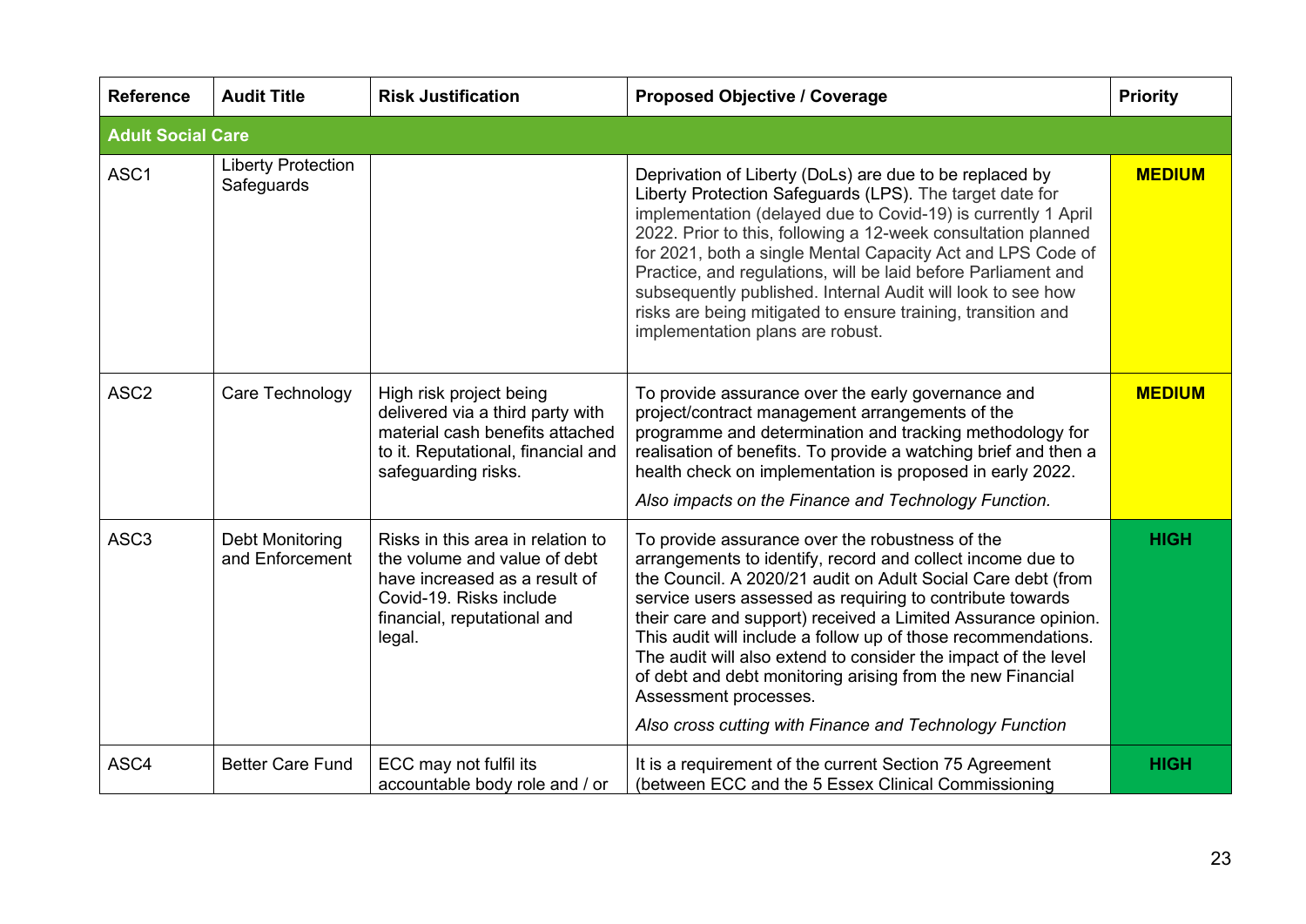| Reference | Audit Title | Risk Justification | Proposed Objective / Coverage | Priority |
|---|---|---|---|---|
| **Adult Social Care** | | | | |
| ASC1 | Liberty Protection Safeguards | | Deprivation of Liberty (DoLs) are due to be replaced by Liberty Protection Safeguards (LPS). The target date for implementation (delayed due to Covid-19) is currently 1 April 2022. Prior to this, following a 12-week consultation planned for 2021, both a single Mental Capacity Act and LPS Code of Practice, and regulations, will be laid before Parliament and subsequently published. Internal Audit will look to see how risks are being mitigated to ensure training, transition and implementation plans are robust. | **MEDIUM** |
| ASC2 | Care Technology | High risk project being delivered via a third party with material cash benefits attached to it. Reputational, financial and safeguarding risks. | To provide assurance over the early governance and project/contract management arrangements of the programme and determination and tracking methodology for realisation of benefits. To provide a watching brief and then a health check on implementation is proposed in early 2022. *Also impacts on the Finance and Technology Function.* | **MEDIUM** |
| ASC3 | Debt Monitoring and Enforcement | Risks in this area in relation to the volume and value of debt have increased as a result of Covid-19. Risks include financial, reputational and legal. | To provide assurance over the robustness of the arrangements to identify, record and collect income due to the Council. A 2020/21 audit on Adult Social Care debt (from service users assessed as requiring to contribute towards their care and support) received a Limited Assurance opinion. This audit will include a follow up of those recommendations. The audit will also extend to consider the impact of the level of debt and debt monitoring arising from the new Financial Assessment processes. *Also cross cutting with Finance and Technology Function* | **HIGH** |
| ASC4 | Better Care Fund | ECC may not fulfil its accountable body role and / or | It is a requirement of the current Section 75 Agreement (between ECC and the 5 Essex Clinical Commissioning | **HIGH** |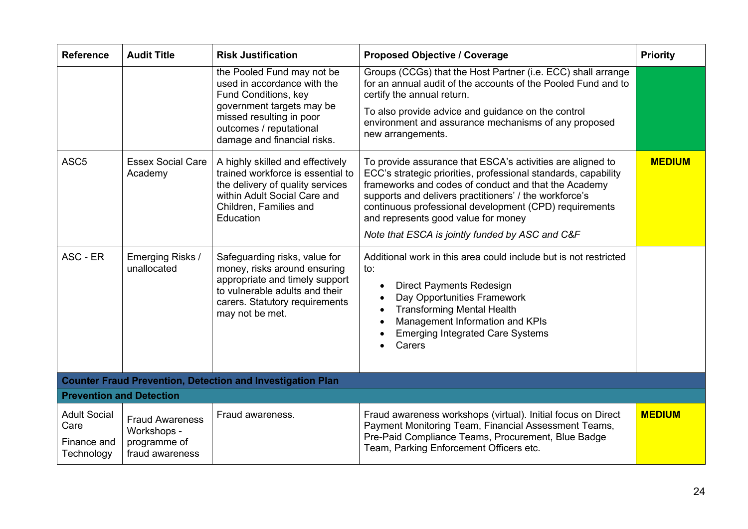| Reference | Audit Title | Risk Justification | Proposed Objective / Coverage | Priority |
|---|---|---|---|---|
| | | the Pooled Fund may not be used in accordance with the Fund Conditions, key government targets may be missed resulting in poor outcomes / reputational damage and financial risks. | Groups (CCGs) that the Host Partner (i.e. ECC) shall arrange for an annual audit of the accounts of the Pooled Fund and to certify the annual return. <br><br> To also provide advice and guidance on the control environment and assurance mechanisms of any proposed new arrangements. | |
| ASC5 | Essex Social Care Academy | A highly skilled and effectively trained workforce is essential to the delivery of quality services within Adult Social Care and Children, Families and Education | To provide assurance that ESCA's activities are aligned to ECC's strategic priorities, professional standards, capability frameworks and codes of conduct and that the Academy supports and delivers practitioners' / the workforce's continuous professional development (CPD) requirements and represents good value for money <br><br> *Note that ESCA is jointly funded by ASC and C&F* | **MEDIUM** |
| ASC - ER | Emerging Risks / unallocated | Safeguarding risks, value for money, risks around ensuring appropriate and timely support to vulnerable adults and their carers. Statutory requirements may not be met. | Additional work in this area could include but is not restricted to: <br>• Direct Payments Redesign <br>• Day Opportunities Framework <br>• Transforming Mental Health <br>• Management Information and KPIs <br>• Emerging Integrated Care Systems <br>• Carers | |
| **Counter Fraud Prevention, Detection and Investigation Plan** | | | | |
| **Prevention and Detection** | | | | |
| Adult Social Care <br><br> Finance and Technology | Fraud Awareness Workshops - programme of fraud awareness | Fraud awareness. | Fraud awareness workshops (virtual). Initial focus on Direct Payment Monitoring Team, Financial Assessment Teams, Pre-Paid Compliance Teams, Procurement, Blue Badge Team, Parking Enforcement Officers etc. | **MEDIUM** |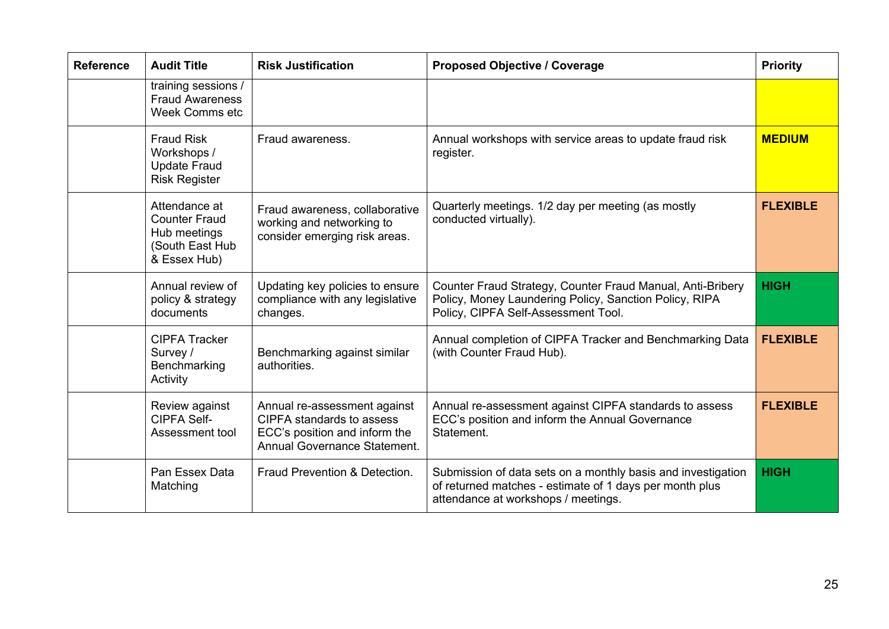| Reference | Audit Title | Risk Justification | Proposed Objective / Coverage | Priority |
|---|---|---|---|---|
| | training sessions / Fraud Awareness Week Comms etc | | | |
| | Fraud Risk Workshops / Update Fraud Risk Register | Fraud awareness. | Annual workshops with service areas to update fraud risk register. | **MEDIUM** |
| | Attendance at Counter Fraud Hub meetings (South East Hub & Essex Hub) | Fraud awareness, collaborative working and networking to consider emerging risk areas. | Quarterly meetings. 1/2 day per meeting (as mostly conducted virtually). | **FLEXIBLE** |
| | Annual review of policy & strategy documents | Updating key policies to ensure compliance with any legislative changes. | Counter Fraud Strategy, Counter Fraud Manual, Anti-Bribery Policy, Money Laundering Policy, Sanction Policy, RIPA Policy, CIPFA Self-Assessment Tool. | **HIGH** |
| | CIPFA Tracker Survey / Benchmarking Activity | Benchmarking against similar authorities. | Annual completion of CIPFA Tracker and Benchmarking Data (with Counter Fraud Hub). | **FLEXIBLE** |
| | Review against CIPFA Self-Assessment tool | Annual re-assessment against CIPFA standards to assess ECC's position and inform the Annual Governance Statement. | Annual re-assessment against CIPFA standards to assess ECC's position and inform the Annual Governance Statement. | **FLEXIBLE** |
| | Pan Essex Data Matching | Fraud Prevention & Detection. | Submission of data sets on a monthly basis and investigation of returned matches - estimate of 1 days per month plus attendance at workshops / meetings. | **HIGH** |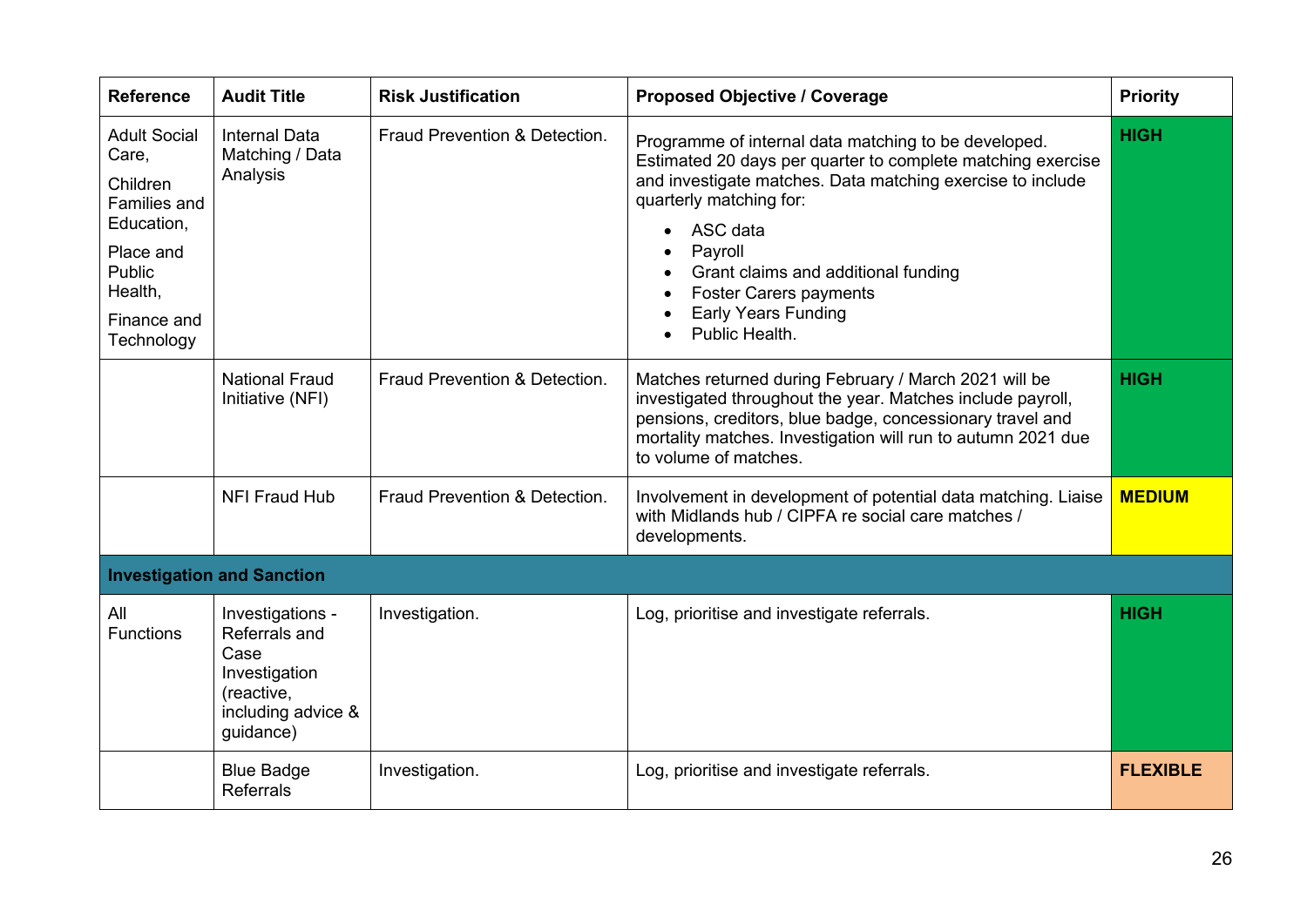| Reference | Audit Title | Risk Justification | Proposed Objective / Coverage | Priority |
|---|---|---|---|---|
| Adult Social Care, Children Families and Education, Place and Public Health, Finance and Technology | Internal Data Matching / Data Analysis | Fraud Prevention & Detection. | Programme of internal data matching to be developed. Estimated 20 days per quarter to complete matching exercise and investigate matches. Data matching exercise to include quarterly matching for: <br>• ASC data <br>• Payroll <br>• Grant claims and additional funding <br>• Foster Carers payments <br>• Early Years Funding <br>• Public Health. | **HIGH** |
| | National Fraud Initiative (NFI) | Fraud Prevention & Detection. | Matches returned during February / March 2021 will be investigated throughout the year. Matches include payroll, pensions, creditors, blue badge, concessionary travel and mortality matches. Investigation will run to autumn 2021 due to volume of matches. | **HIGH** |
| | NFI Fraud Hub | Fraud Prevention & Detection. | Involvement in development of potential data matching. Liaise with Midlands hub / CIPFA re social care matches / developments. | **MEDIUM** |
| **Investigation and Sanction** | | | | |
| All Functions | Investigations - Referrals and Case Investigation (reactive, including advice & guidance) | Investigation. | Log, prioritise and investigate referrals. | **HIGH** |
| | Blue Badge Referrals | Investigation. | Log, prioritise and investigate referrals. | **FLEXIBLE** |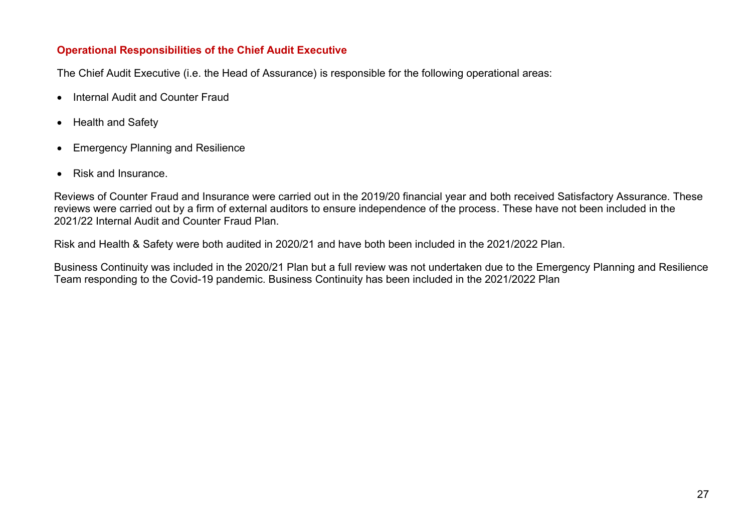### Operational Responsibilities of the Chief Audit Executive

The Chief Audit Executive (i.e. the Head of Assurance) is responsible for the following operational areas:

- Internal Audit and Counter Fraud
- Health and Safety
- Emergency Planning and Resilience
- Risk and Insurance.

Reviews of Counter Fraud and Insurance were carried out in the 2019/20 financial year and both received Satisfactory Assurance. These reviews were carried out by a firm of external auditors to ensure independence of the process. These have not been included in the 2021/22 Internal Audit and Counter Fraud Plan.

Risk and Health & Safety were both audited in 2020/21 and have both been included in the 2021/2022 Plan.

Business Continuity was included in the 2020/21 Plan but a full review was not undertaken due to the Emergency Planning and Resilience Team responding to the Covid-19 pandemic. Business Continuity has been included in the 2021/2022 Plan